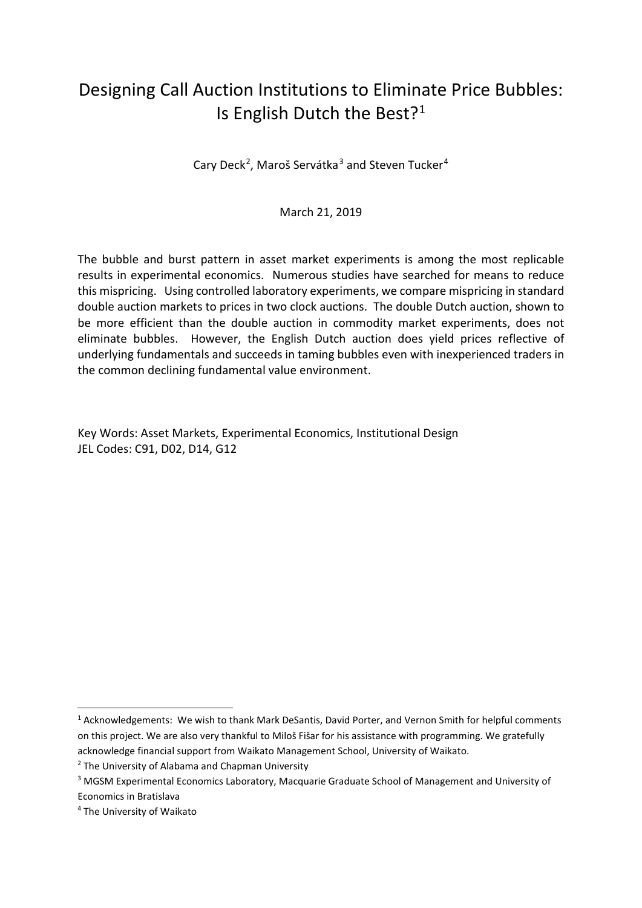# Designing Call Auction Institutions to Eliminate Price Bubbles: Is English Dutch the Best?[1]

Cary Deck[2], Maroš Servátka[3] and Steven Tucker[4]

March 21, 2019

The bubble and burst pattern in asset market experiments is among the most replicable results in experimental economics. Numerous studies have searched for means to reduce this mispricing. Using controlled laboratory experiments, we compare mispricing in standard double auction markets to prices in two clock auctions. The double Dutch auction, shown to be more efficient than the double auction in commodity market experiments, does not eliminate bubbles. However, the English Dutch auction does yield prices reflective of underlying fundamentals and succeeds in taming bubbles even with inexperienced traders in the common declining fundamental value environment.

Key Words: Asset Markets, Experimental Economics, Institutional Design
JEL Codes: C91, D02, D14, G12

---

[1] Acknowledgements: We wish to thank Mark DeSantis, David Porter, and Vernon Smith for helpful comments on this project. We are also very thankful to Miloš Fišar for his assistance with programming. We gratefully acknowledge financial support from Waikato Management School, University of Waikato.

[2] The University of Alabama and Chapman University

[3] MGSM Experimental Economics Laboratory, Macquarie Graduate School of Management and University of Economics in Bratislava

[4] The University of Waikato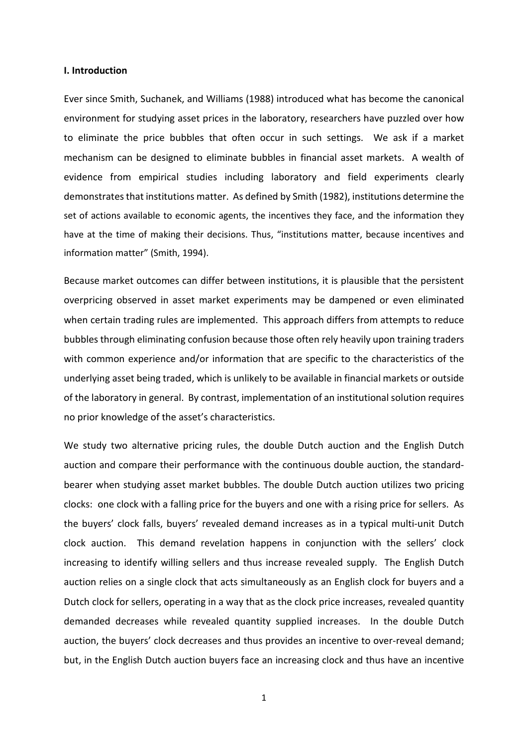**I. Introduction**

Ever since Smith, Suchanek, and Williams (1988) introduced what has become the canonical environment for studying asset prices in the laboratory, researchers have puzzled over how to eliminate the price bubbles that often occur in such settings. We ask if a market mechanism can be designed to eliminate bubbles in financial asset markets. A wealth of evidence from empirical studies including laboratory and field experiments clearly demonstrates that institutions matter. As defined by Smith (1982), institutions determine the set of actions available to economic agents, the incentives they face, and the information they have at the time of making their decisions. Thus, "institutions matter, because incentives and information matter" (Smith, 1994).

Because market outcomes can differ between institutions, it is plausible that the persistent overpricing observed in asset market experiments may be dampened or even eliminated when certain trading rules are implemented. This approach differs from attempts to reduce bubbles through eliminating confusion because those often rely heavily upon training traders with common experience and/or information that are specific to the characteristics of the underlying asset being traded, which is unlikely to be available in financial markets or outside of the laboratory in general. By contrast, implementation of an institutional solution requires no prior knowledge of the asset's characteristics.

We study two alternative pricing rules, the double Dutch auction and the English Dutch auction and compare their performance with the continuous double auction, the standard-bearer when studying asset market bubbles. The double Dutch auction utilizes two pricing clocks: one clock with a falling price for the buyers and one with a rising price for sellers. As the buyers' clock falls, buyers' revealed demand increases as in a typical multi-unit Dutch clock auction. This demand revelation happens in conjunction with the sellers' clock increasing to identify willing sellers and thus increase revealed supply. The English Dutch auction relies on a single clock that acts simultaneously as an English clock for buyers and a Dutch clock for sellers, operating in a way that as the clock price increases, revealed quantity demanded decreases while revealed quantity supplied increases. In the double Dutch auction, the buyers' clock decreases and thus provides an incentive to over-reveal demand; but, in the English Dutch auction buyers face an increasing clock and thus have an incentive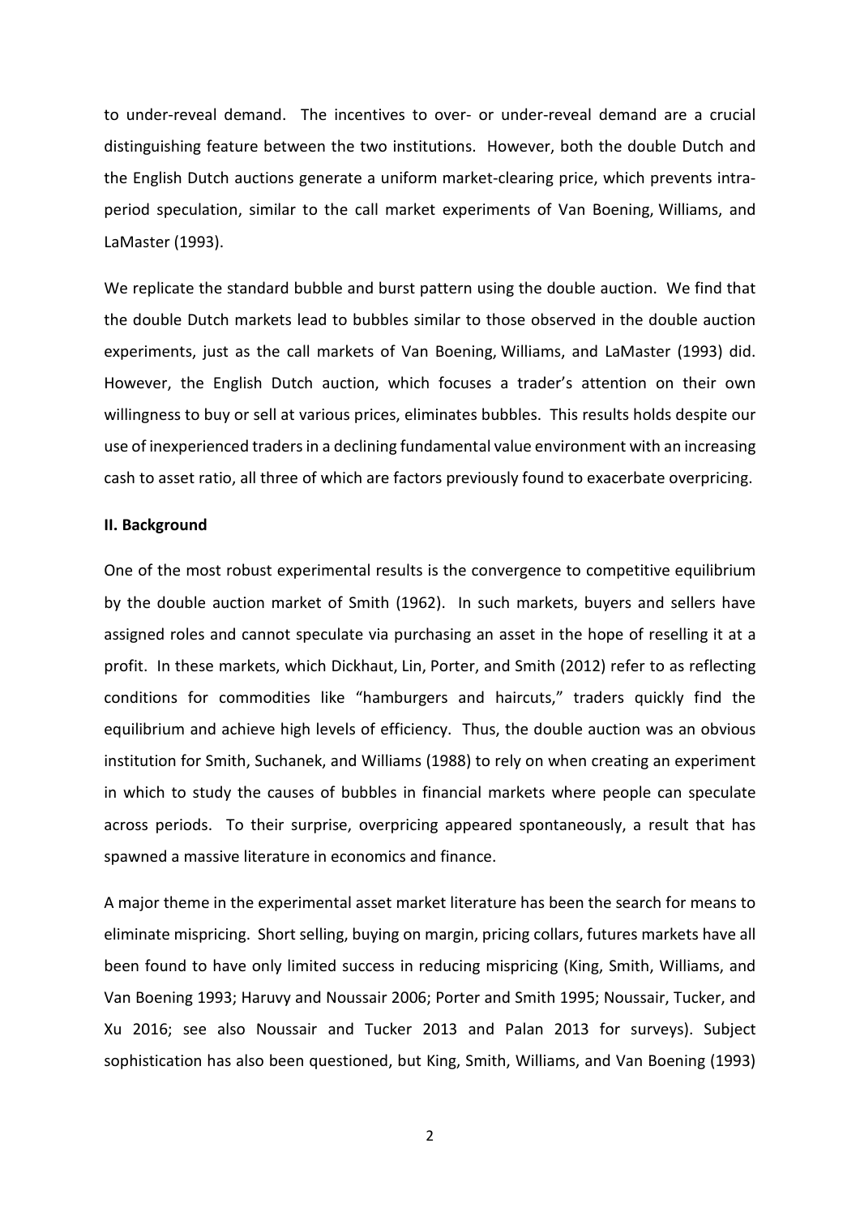to under-reveal demand. The incentives to over- or under-reveal demand are a crucial distinguishing feature between the two institutions. However, both the double Dutch and the English Dutch auctions generate a uniform market-clearing price, which prevents intra-period speculation, similar to the call market experiments of Van Boening, Williams, and LaMaster (1993).

We replicate the standard bubble and burst pattern using the double auction. We find that the double Dutch markets lead to bubbles similar to those observed in the double auction experiments, just as the call markets of Van Boening, Williams, and LaMaster (1993) did. However, the English Dutch auction, which focuses a trader's attention on their own willingness to buy or sell at various prices, eliminates bubbles. This results holds despite our use of inexperienced traders in a declining fundamental value environment with an increasing cash to asset ratio, all three of which are factors previously found to exacerbate overpricing.

**II. Background**

One of the most robust experimental results is the convergence to competitive equilibrium by the double auction market of Smith (1962). In such markets, buyers and sellers have assigned roles and cannot speculate via purchasing an asset in the hope of reselling it at a profit. In these markets, which Dickhaut, Lin, Porter, and Smith (2012) refer to as reflecting conditions for commodities like "hamburgers and haircuts," traders quickly find the equilibrium and achieve high levels of efficiency. Thus, the double auction was an obvious institution for Smith, Suchanek, and Williams (1988) to rely on when creating an experiment in which to study the causes of bubbles in financial markets where people can speculate across periods. To their surprise, overpricing appeared spontaneously, a result that has spawned a massive literature in economics and finance.

A major theme in the experimental asset market literature has been the search for means to eliminate mispricing. Short selling, buying on margin, pricing collars, futures markets have all been found to have only limited success in reducing mispricing (King, Smith, Williams, and Van Boening 1993; Haruvy and Noussair 2006; Porter and Smith 1995; Noussair, Tucker, and Xu 2016; see also Noussair and Tucker 2013 and Palan 2013 for surveys). Subject sophistication has also been questioned, but King, Smith, Williams, and Van Boening (1993)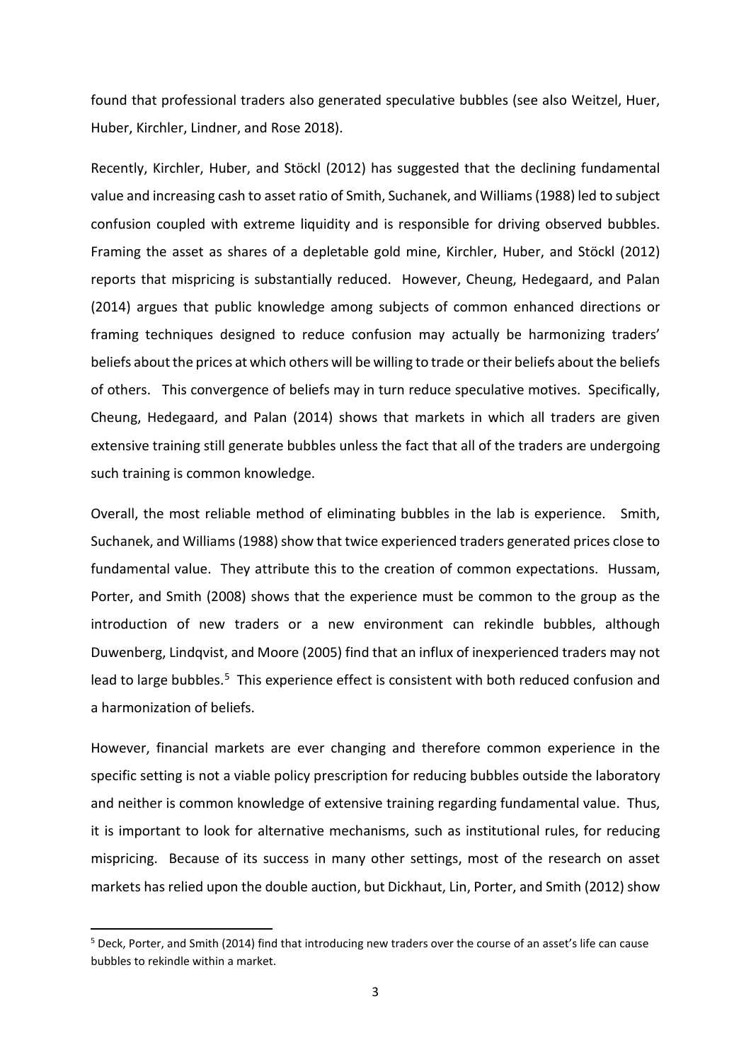found that professional traders also generated speculative bubbles (see also Weitzel, Huer, Huber, Kirchler, Lindner, and Rose 2018).

Recently, Kirchler, Huber, and Stöckl (2012) has suggested that the declining fundamental value and increasing cash to asset ratio of Smith, Suchanek, and Williams (1988) led to subject confusion coupled with extreme liquidity and is responsible for driving observed bubbles. Framing the asset as shares of a depletable gold mine, Kirchler, Huber, and Stöckl (2012) reports that mispricing is substantially reduced. However, Cheung, Hedegaard, and Palan (2014) argues that public knowledge among subjects of common enhanced directions or framing techniques designed to reduce confusion may actually be harmonizing traders' beliefs about the prices at which others will be willing to trade or their beliefs about the beliefs of others. This convergence of beliefs may in turn reduce speculative motives. Specifically, Cheung, Hedegaard, and Palan (2014) shows that markets in which all traders are given extensive training still generate bubbles unless the fact that all of the traders are undergoing such training is common knowledge.

Overall, the most reliable method of eliminating bubbles in the lab is experience. Smith, Suchanek, and Williams (1988) show that twice experienced traders generated prices close to fundamental value. They attribute this to the creation of common expectations. Hussam, Porter, and Smith (2008) shows that the experience must be common to the group as the introduction of new traders or a new environment can rekindle bubbles, although Duwenberg, Lindqvist, and Moore (2005) find that an influx of inexperienced traders may not lead to large bubbles.[5] This experience effect is consistent with both reduced confusion and a harmonization of beliefs.

However, financial markets are ever changing and therefore common experience in the specific setting is not a viable policy prescription for reducing bubbles outside the laboratory and neither is common knowledge of extensive training regarding fundamental value. Thus, it is important to look for alternative mechanisms, such as institutional rules, for reducing mispricing. Because of its success in many other settings, most of the research on asset markets has relied upon the double auction, but Dickhaut, Lin, Porter, and Smith (2012) show

[5] Deck, Porter, and Smith (2014) find that introducing new traders over the course of an asset's life can cause bubbles to rekindle within a market.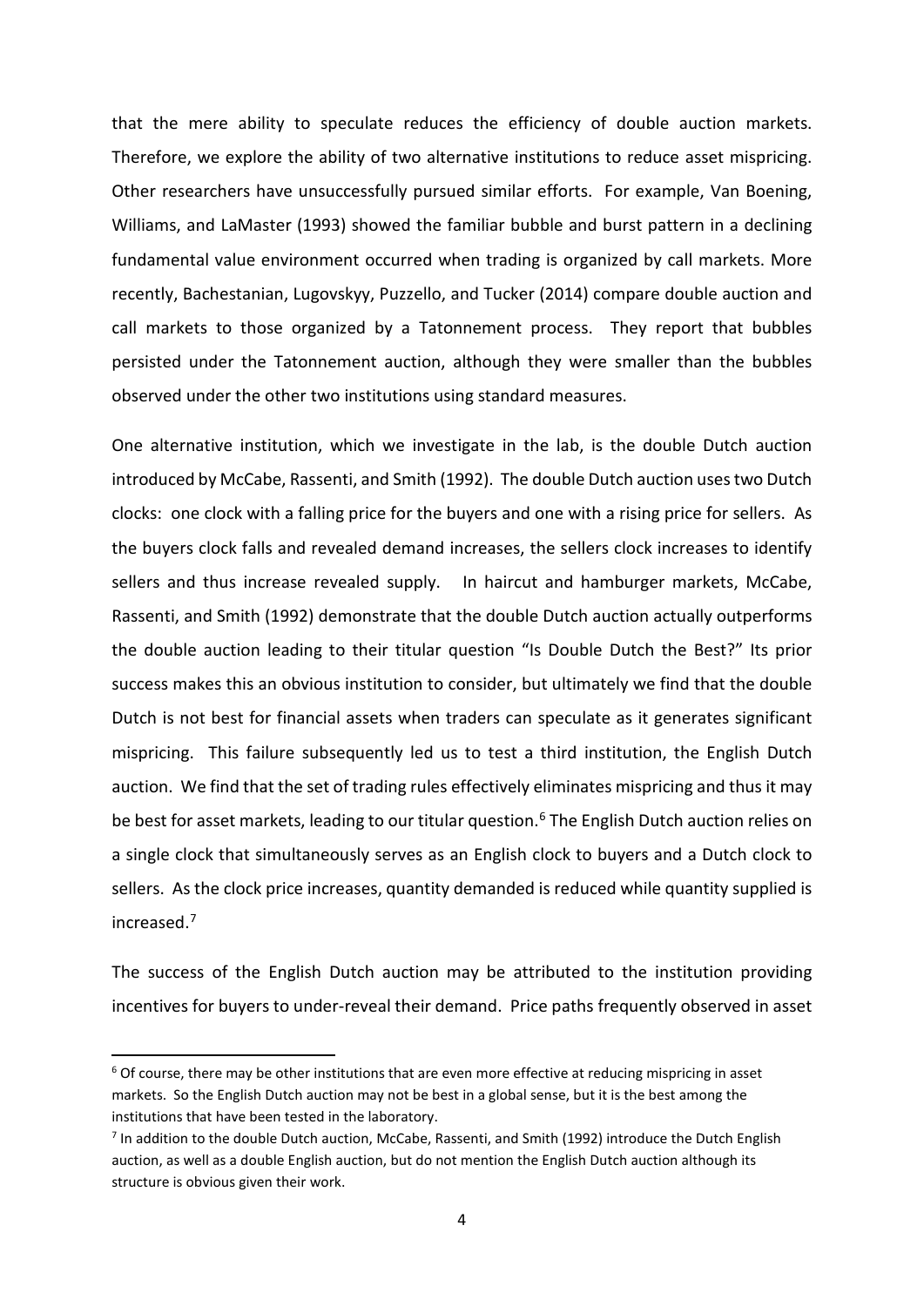that the mere ability to speculate reduces the efficiency of double auction markets. Therefore, we explore the ability of two alternative institutions to reduce asset mispricing. Other researchers have unsuccessfully pursued similar efforts. For example, Van Boening, Williams, and LaMaster (1993) showed the familiar bubble and burst pattern in a declining fundamental value environment occurred when trading is organized by call markets. More recently, Bachestanian, Lugovskyy, Puzzello, and Tucker (2014) compare double auction and call markets to those organized by a Tatonnement process. They report that bubbles persisted under the Tatonnement auction, although they were smaller than the bubbles observed under the other two institutions using standard measures.

One alternative institution, which we investigate in the lab, is the double Dutch auction introduced by McCabe, Rassenti, and Smith (1992). The double Dutch auction uses two Dutch clocks: one clock with a falling price for the buyers and one with a rising price for sellers. As the buyers clock falls and revealed demand increases, the sellers clock increases to identify sellers and thus increase revealed supply. In haircut and hamburger markets, McCabe, Rassenti, and Smith (1992) demonstrate that the double Dutch auction actually outperforms the double auction leading to their titular question "Is Double Dutch the Best?" Its prior success makes this an obvious institution to consider, but ultimately we find that the double Dutch is not best for financial assets when traders can speculate as it generates significant mispricing. This failure subsequently led us to test a third institution, the English Dutch auction. We find that the set of trading rules effectively eliminates mispricing and thus it may be best for asset markets, leading to our titular question.[6] The English Dutch auction relies on a single clock that simultaneously serves as an English clock to buyers and a Dutch clock to sellers. As the clock price increases, quantity demanded is reduced while quantity supplied is increased.[7]

The success of the English Dutch auction may be attributed to the institution providing incentives for buyers to under-reveal their demand. Price paths frequently observed in asset

[6] Of course, there may be other institutions that are even more effective at reducing mispricing in asset markets. So the English Dutch auction may not be best in a global sense, but it is the best among the institutions that have been tested in the laboratory.

[7] In addition to the double Dutch auction, McCabe, Rassenti, and Smith (1992) introduce the Dutch English auction, as well as a double English auction, but do not mention the English Dutch auction although its structure is obvious given their work.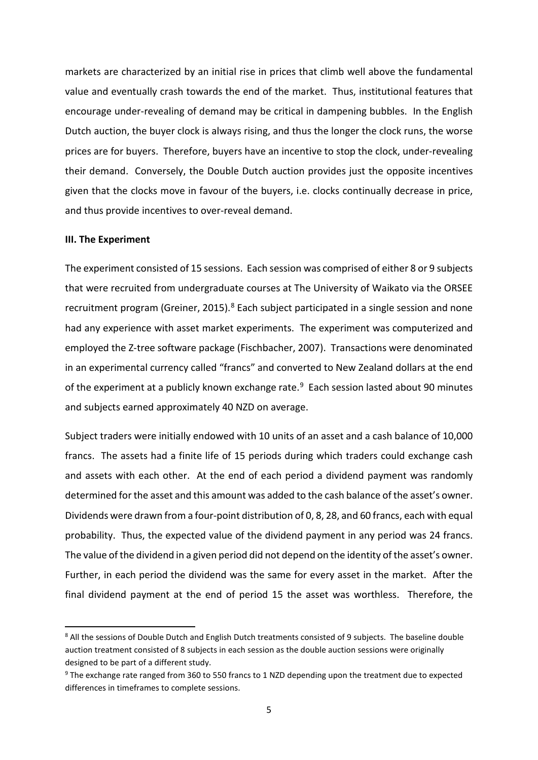markets are characterized by an initial rise in prices that climb well above the fundamental value and eventually crash towards the end of the market. Thus, institutional features that encourage under-revealing of demand may be critical in dampening bubbles. In the English Dutch auction, the buyer clock is always rising, and thus the longer the clock runs, the worse prices are for buyers. Therefore, buyers have an incentive to stop the clock, under-revealing their demand. Conversely, the Double Dutch auction provides just the opposite incentives given that the clocks move in favour of the buyers, i.e. clocks continually decrease in price, and thus provide incentives to over-reveal demand.

## III. The Experiment

The experiment consisted of 15 sessions. Each session was comprised of either 8 or 9 subjects that were recruited from undergraduate courses at The University of Waikato via the ORSEE recruitment program (Greiner, 2015).[8] Each subject participated in a single session and none had any experience with asset market experiments. The experiment was computerized and employed the Z-tree software package (Fischbacher, 2007). Transactions were denominated in an experimental currency called "francs" and converted to New Zealand dollars at the end of the experiment at a publicly known exchange rate.[9] Each session lasted about 90 minutes and subjects earned approximately 40 NZD on average.

Subject traders were initially endowed with 10 units of an asset and a cash balance of 10,000 francs. The assets had a finite life of 15 periods during which traders could exchange cash and assets with each other. At the end of each period a dividend payment was randomly determined for the asset and this amount was added to the cash balance of the asset's owner. Dividends were drawn from a four-point distribution of 0, 8, 28, and 60 francs, each with equal probability. Thus, the expected value of the dividend payment in any period was 24 francs. The value of the dividend in a given period did not depend on the identity of the asset's owner. Further, in each period the dividend was the same for every asset in the market. After the final dividend payment at the end of period 15 the asset was worthless. Therefore, the

---

[8] All the sessions of Double Dutch and English Dutch treatments consisted of 9 subjects. The baseline double auction treatment consisted of 8 subjects in each session as the double auction sessions were originally designed to be part of a different study.

[9] The exchange rate ranged from 360 to 550 francs to 1 NZD depending upon the treatment due to expected differences in timeframes to complete sessions.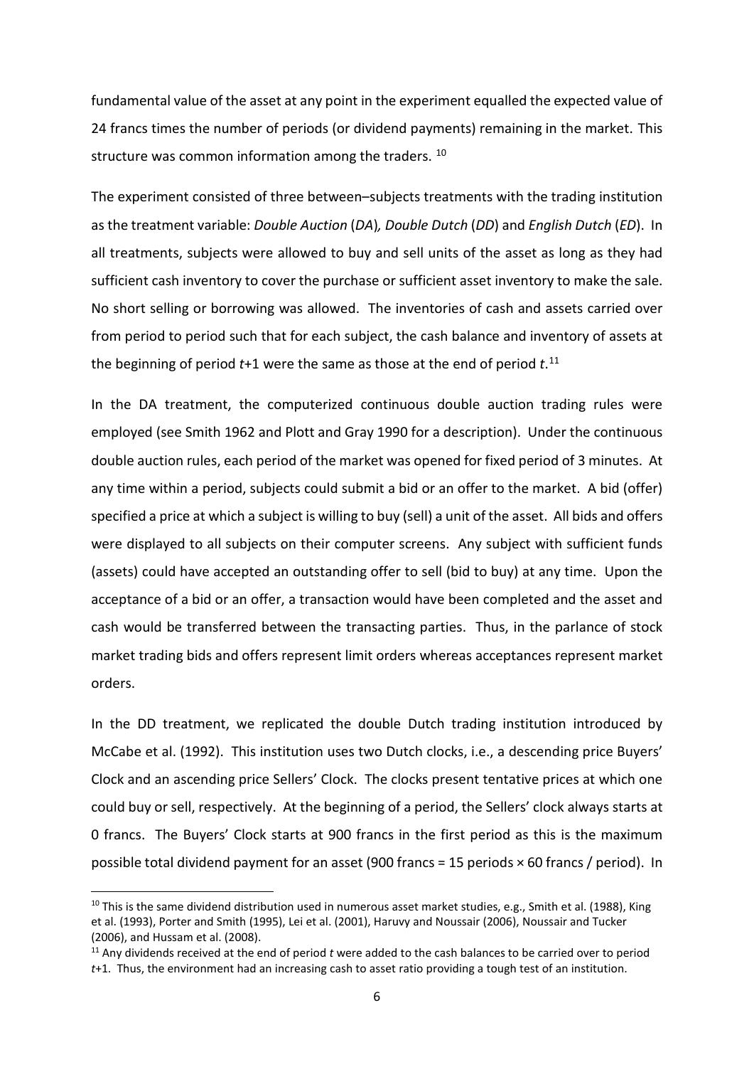fundamental value of the asset at any point in the experiment equalled the expected value of 24 francs times the number of periods (or dividend payments) remaining in the market. This structure was common information among the traders. [10]

The experiment consisted of three between–subjects treatments with the trading institution as the treatment variable: *Double Auction* (*DA*)*, Double Dutch* (*DD*) and *English Dutch* (*ED*). In all treatments, subjects were allowed to buy and sell units of the asset as long as they had sufficient cash inventory to cover the purchase or sufficient asset inventory to make the sale. No short selling or borrowing was allowed. The inventories of cash and assets carried over from period to period such that for each subject, the cash balance and inventory of assets at the beginning of period $t$+1 were the same as those at the end of period $t$.[11]

In the DA treatment, the computerized continuous double auction trading rules were employed (see Smith 1962 and Plott and Gray 1990 for a description). Under the continuous double auction rules, each period of the market was opened for fixed period of 3 minutes. At any time within a period, subjects could submit a bid or an offer to the market. A bid (offer) specified a price at which a subject is willing to buy (sell) a unit of the asset. All bids and offers were displayed to all subjects on their computer screens. Any subject with sufficient funds (assets) could have accepted an outstanding offer to sell (bid to buy) at any time. Upon the acceptance of a bid or an offer, a transaction would have been completed and the asset and cash would be transferred between the transacting parties. Thus, in the parlance of stock market trading bids and offers represent limit orders whereas acceptances represent market orders.

In the DD treatment, we replicated the double Dutch trading institution introduced by McCabe et al. (1992). This institution uses two Dutch clocks, i.e., a descending price Buyers' Clock and an ascending price Sellers' Clock. The clocks present tentative prices at which one could buy or sell, respectively. At the beginning of a period, the Sellers' clock always starts at 0 francs. The Buyers' Clock starts at 900 francs in the first period as this is the maximum possible total dividend payment for an asset (900 francs = 15 periods × 60 francs / period). In

[10] This is the same dividend distribution used in numerous asset market studies, e.g., Smith et al. (1988), King et al. (1993), Porter and Smith (1995), Lei et al. (2001), Haruvy and Noussair (2006), Noussair and Tucker (2006), and Hussam et al. (2008).

[11] Any dividends received at the end of period $t$ were added to the cash balances to be carried over to period $t$+1. Thus, the environment had an increasing cash to asset ratio providing a tough test of an institution.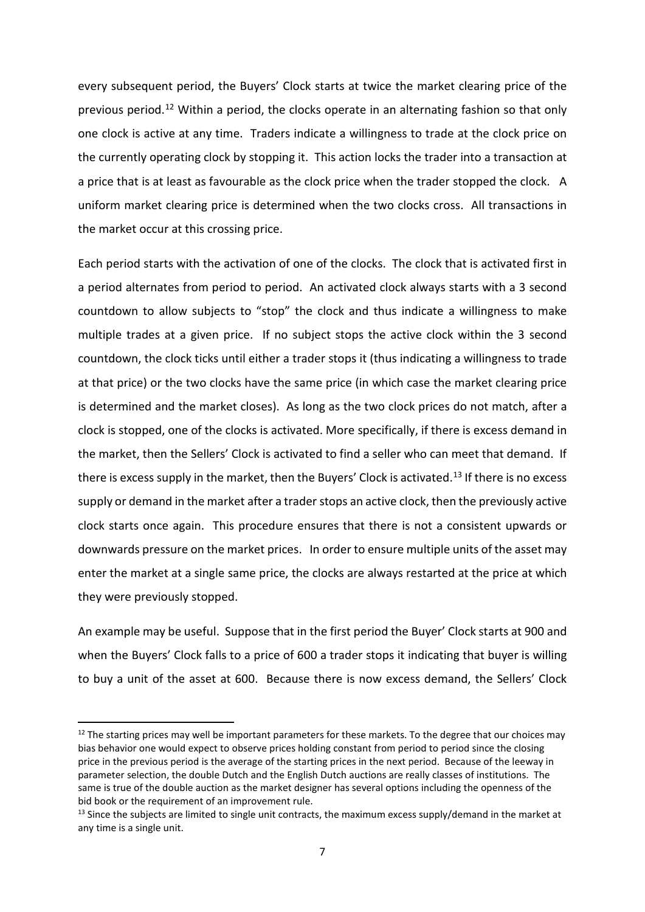every subsequent period, the Buyers' Clock starts at twice the market clearing price of the previous period.[12] Within a period, the clocks operate in an alternating fashion so that only one clock is active at any time. Traders indicate a willingness to trade at the clock price on the currently operating clock by stopping it. This action locks the trader into a transaction at a price that is at least as favourable as the clock price when the trader stopped the clock. A uniform market clearing price is determined when the two clocks cross. All transactions in the market occur at this crossing price.

Each period starts with the activation of one of the clocks. The clock that is activated first in a period alternates from period to period. An activated clock always starts with a 3 second countdown to allow subjects to "stop" the clock and thus indicate a willingness to make multiple trades at a given price. If no subject stops the active clock within the 3 second countdown, the clock ticks until either a trader stops it (thus indicating a willingness to trade at that price) or the two clocks have the same price (in which case the market clearing price is determined and the market closes). As long as the two clock prices do not match, after a clock is stopped, one of the clocks is activated. More specifically, if there is excess demand in the market, then the Sellers' Clock is activated to find a seller who can meet that demand. If there is excess supply in the market, then the Buyers' Clock is activated.[13] If there is no excess supply or demand in the market after a trader stops an active clock, then the previously active clock starts once again. This procedure ensures that there is not a consistent upwards or downwards pressure on the market prices. In order to ensure multiple units of the asset may enter the market at a single same price, the clocks are always restarted at the price at which they were previously stopped.

An example may be useful. Suppose that in the first period the Buyer' Clock starts at 900 and when the Buyers' Clock falls to a price of 600 a trader stops it indicating that buyer is willing to buy a unit of the asset at 600. Because there is now excess demand, the Sellers' Clock

[12] The starting prices may well be important parameters for these markets. To the degree that our choices may bias behavior one would expect to observe prices holding constant from period to period since the closing price in the previous period is the average of the starting prices in the next period. Because of the leeway in parameter selection, the double Dutch and the English Dutch auctions are really classes of institutions. The same is true of the double auction as the market designer has several options including the openness of the bid book or the requirement of an improvement rule.

[13] Since the subjects are limited to single unit contracts, the maximum excess supply/demand in the market at any time is a single unit.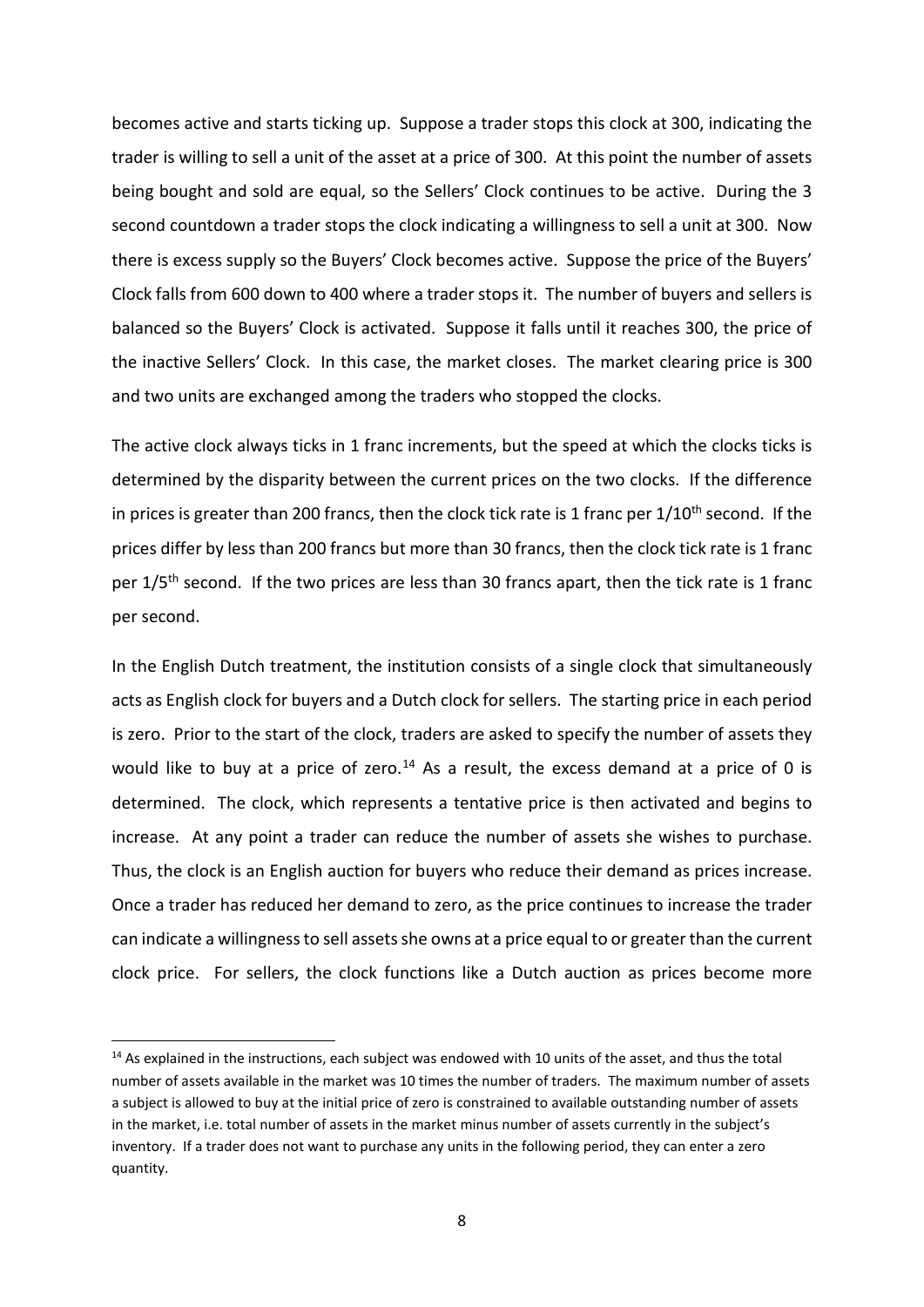becomes active and starts ticking up. Suppose a trader stops this clock at 300, indicating the trader is willing to sell a unit of the asset at a price of 300. At this point the number of assets being bought and sold are equal, so the Sellers' Clock continues to be active. During the 3 second countdown a trader stops the clock indicating a willingness to sell a unit at 300. Now there is excess supply so the Buyers' Clock becomes active. Suppose the price of the Buyers' Clock falls from 600 down to 400 where a trader stops it. The number of buyers and sellers is balanced so the Buyers' Clock is activated. Suppose it falls until it reaches 300, the price of the inactive Sellers' Clock. In this case, the market closes. The market clearing price is 300 and two units are exchanged among the traders who stopped the clocks.

The active clock always ticks in 1 franc increments, but the speed at which the clocks ticks is determined by the disparity between the current prices on the two clocks. If the difference in prices is greater than 200 francs, then the clock tick rate is 1 franc per 1/10th second. If the prices differ by less than 200 francs but more than 30 francs, then the clock tick rate is 1 franc per 1/5th second. If the two prices are less than 30 francs apart, then the tick rate is 1 franc per second.

In the English Dutch treatment, the institution consists of a single clock that simultaneously acts as English clock for buyers and a Dutch clock for sellers. The starting price in each period is zero. Prior to the start of the clock, traders are asked to specify the number of assets they would like to buy at a price of zero.[14] As a result, the excess demand at a price of 0 is determined. The clock, which represents a tentative price is then activated and begins to increase. At any point a trader can reduce the number of assets she wishes to purchase. Thus, the clock is an English auction for buyers who reduce their demand as prices increase. Once a trader has reduced her demand to zero, as the price continues to increase the trader can indicate a willingness to sell assets she owns at a price equal to or greater than the current clock price. For sellers, the clock functions like a Dutch auction as prices become more

[14] As explained in the instructions, each subject was endowed with 10 units of the asset, and thus the total number of assets available in the market was 10 times the number of traders. The maximum number of assets a subject is allowed to buy at the initial price of zero is constrained to available outstanding number of assets in the market, i.e. total number of assets in the market minus number of assets currently in the subject's inventory. If a trader does not want to purchase any units in the following period, they can enter a zero quantity.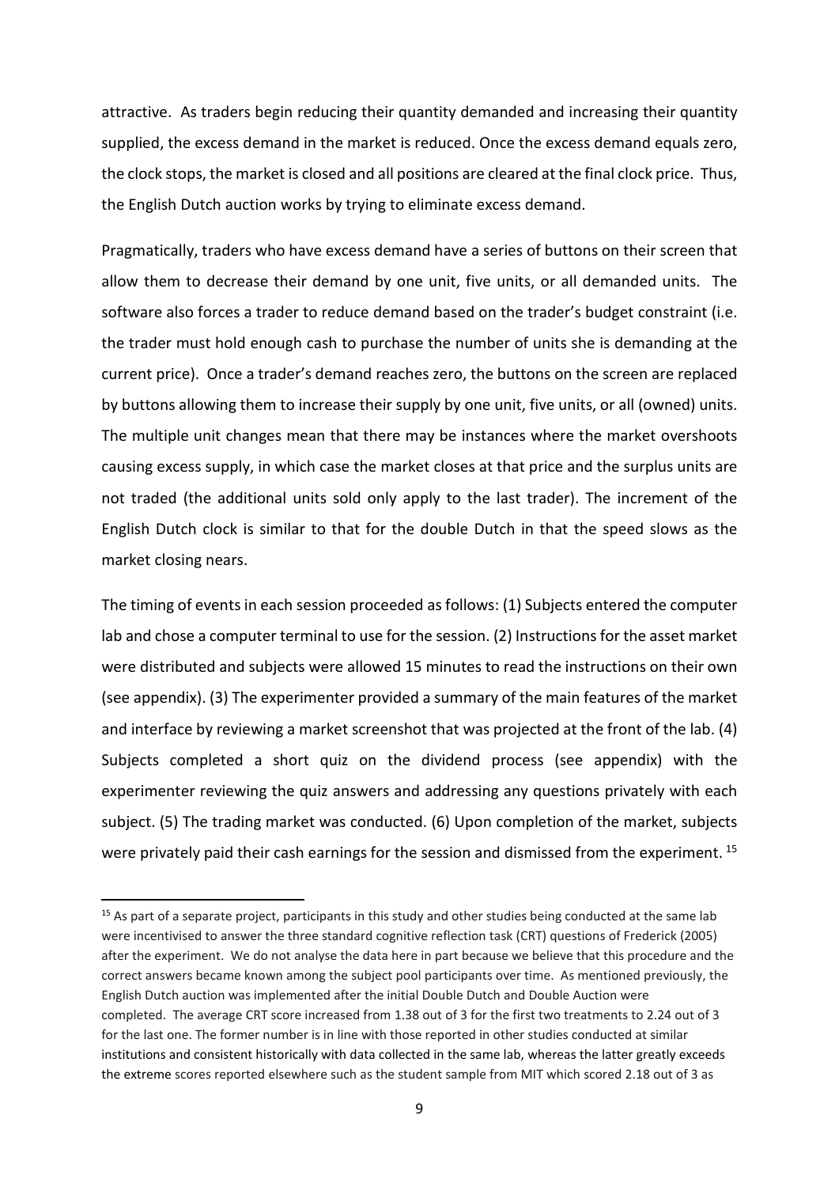attractive. As traders begin reducing their quantity demanded and increasing their quantity supplied, the excess demand in the market is reduced. Once the excess demand equals zero, the clock stops, the market is closed and all positions are cleared at the final clock price. Thus, the English Dutch auction works by trying to eliminate excess demand.

Pragmatically, traders who have excess demand have a series of buttons on their screen that allow them to decrease their demand by one unit, five units, or all demanded units. The software also forces a trader to reduce demand based on the trader's budget constraint (i.e. the trader must hold enough cash to purchase the number of units she is demanding at the current price). Once a trader's demand reaches zero, the buttons on the screen are replaced by buttons allowing them to increase their supply by one unit, five units, or all (owned) units. The multiple unit changes mean that there may be instances where the market overshoots causing excess supply, in which case the market closes at that price and the surplus units are not traded (the additional units sold only apply to the last trader). The increment of the English Dutch clock is similar to that for the double Dutch in that the speed slows as the market closing nears.

The timing of events in each session proceeded as follows: (1) Subjects entered the computer lab and chose a computer terminal to use for the session. (2) Instructions for the asset market were distributed and subjects were allowed 15 minutes to read the instructions on their own (see appendix). (3) The experimenter provided a summary of the main features of the market and interface by reviewing a market screenshot that was projected at the front of the lab. (4) Subjects completed a short quiz on the dividend process (see appendix) with the experimenter reviewing the quiz answers and addressing any questions privately with each subject. (5) The trading market was conducted. (6) Upon completion of the market, subjects were privately paid their cash earnings for the session and dismissed from the experiment. [15]

[15] As part of a separate project, participants in this study and other studies being conducted at the same lab were incentivised to answer the three standard cognitive reflection task (CRT) questions of Frederick (2005) after the experiment. We do not analyse the data here in part because we believe that this procedure and the correct answers became known among the subject pool participants over time. As mentioned previously, the English Dutch auction was implemented after the initial Double Dutch and Double Auction were completed. The average CRT score increased from 1.38 out of 3 for the first two treatments to 2.24 out of 3 for the last one. The former number is in line with those reported in other studies conducted at similar institutions and consistent historically with data collected in the same lab, whereas the latter greatly exceeds the extreme scores reported elsewhere such as the student sample from MIT which scored 2.18 out of 3 as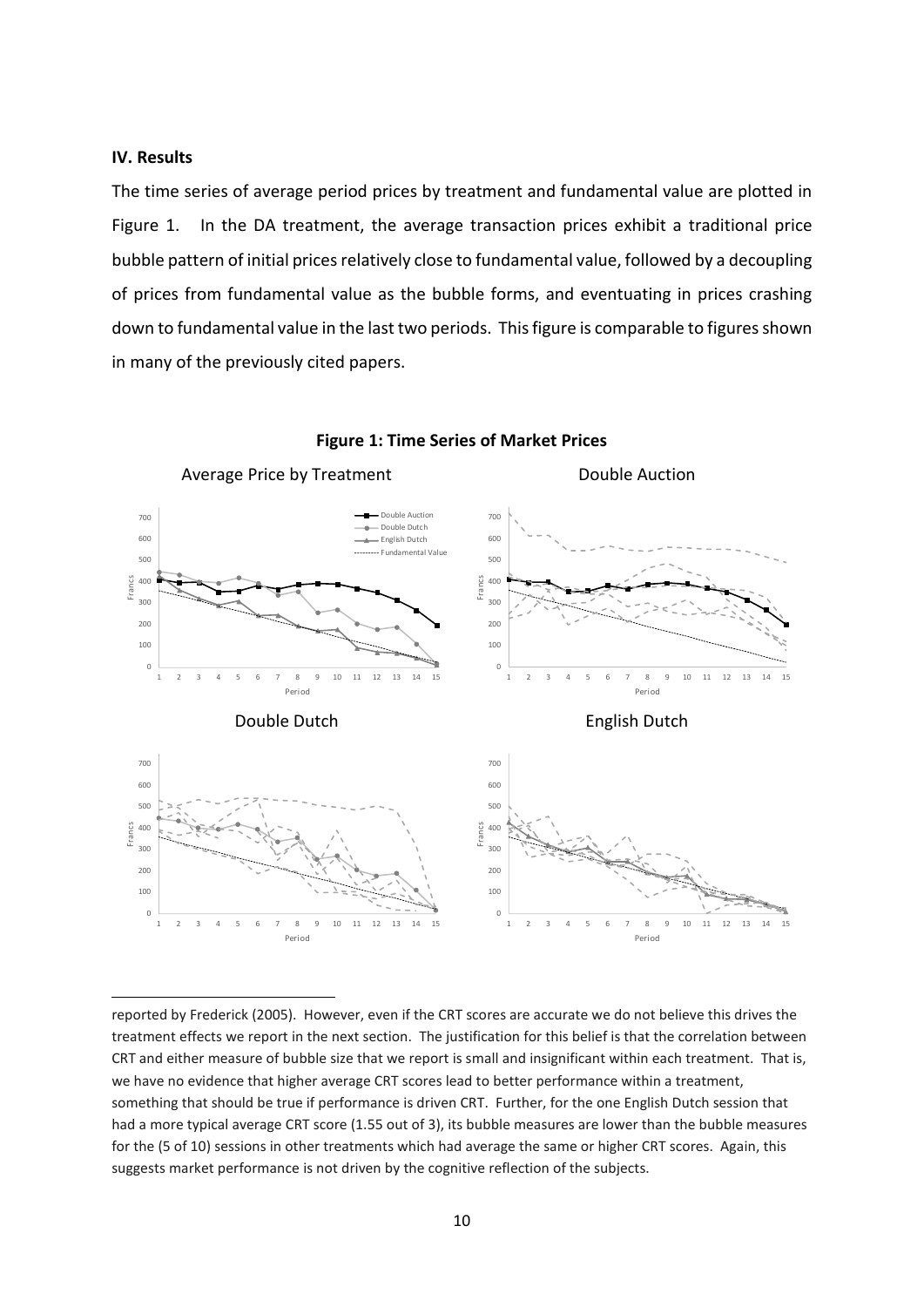## IV. Results

The time series of average period prices by treatment and fundamental value are plotted in Figure 1. In the DA treatment, the average transaction prices exhibit a traditional price bubble pattern of initial prices relatively close to fundamental value, followed by a decoupling of prices from fundamental value as the bubble forms, and eventuating in prices crashing down to fundamental value in the last two periods. This figure is comparable to figures shown in many of the previously cited papers.

**Figure 1: Time Series of Market Prices**

Average Price by Treatment

Double Auction

Double Dutch

English Dutch

Fundamental Value

Francs

Period

0 100 200 300 400 500 600 700

1 2 3 4 5 6 7 8 9 10 11 12 13 14 15

Double Auction

Francs

Period

Double Dutch

Francs

Period

English Dutch

Francs

Period

---

reported by Frederick (2005). However, even if the CRT scores are accurate we do not believe this drives the treatment effects we report in the next section. The justification for this belief is that the correlation between CRT and either measure of bubble size that we report is small and insignificant within each treatment. That is, we have no evidence that higher average CRT scores lead to better performance within a treatment, something that should be true if performance is driven CRT. Further, for the one English Dutch session that had a more typical average CRT score (1.55 out of 3), its bubble measures are lower than the bubble measures for the (5 of 10) sessions in other treatments which had average the same or higher CRT scores. Again, this suggests market performance is not driven by the cognitive reflection of the subjects.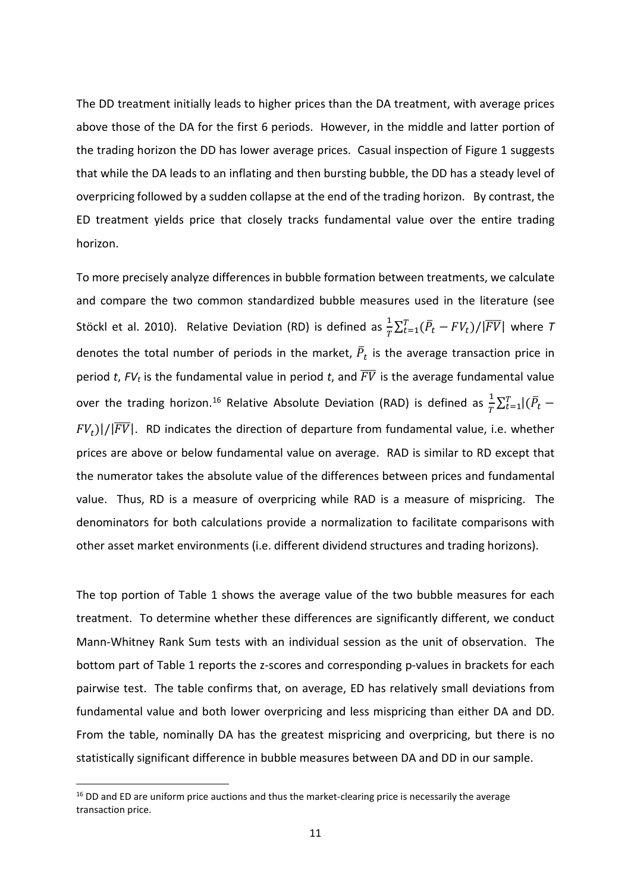The DD treatment initially leads to higher prices than the DA treatment, with average prices above those of the DA for the first 6 periods. However, in the middle and latter portion of the trading horizon the DD has lower average prices. Casual inspection of Figure 1 suggests that while the DA leads to an inflating and then bursting bubble, the DD has a steady level of overpricing followed by a sudden collapse at the end of the trading horizon. By contrast, the ED treatment yields price that closely tracks fundamental value over the entire trading horizon.

To more precisely analyze differences in bubble formation between treatments, we calculate and compare the two common standardized bubble measures used in the literature (see Stöckl et al. 2010). Relative Deviation (RD) is defined as $\frac{1}{T}\sum_{t=1}^{T}(\bar{P}_t - FV_t)/|\overline{FV}|$ where *T* denotes the total number of periods in the market, $\bar{P}_t$ is the average transaction price in period *t*, $FV_t$ is the fundamental value in period *t*, and $\overline{FV}$ is the average fundamental value over the trading horizon.[16] Relative Absolute Deviation (RAD) is defined as $\frac{1}{T}\sum_{t=1}^{T}|(\bar{P}_t - FV_t)|/|\overline{FV}|$. RD indicates the direction of departure from fundamental value, i.e. whether prices are above or below fundamental value on average. RAD is similar to RD except that the numerator takes the absolute value of the differences between prices and fundamental value. Thus, RD is a measure of overpricing while RAD is a measure of mispricing. The denominators for both calculations provide a normalization to facilitate comparisons with other asset market environments (i.e. different dividend structures and trading horizons).

The top portion of Table 1 shows the average value of the two bubble measures for each treatment. To determine whether these differences are significantly different, we conduct Mann-Whitney Rank Sum tests with an individual session as the unit of observation. The bottom part of Table 1 reports the z-scores and corresponding p-values in brackets for each pairwise test. The table confirms that, on average, ED has relatively small deviations from fundamental value and both lower overpricing and less mispricing than either DA and DD. From the table, nominally DA has the greatest mispricing and overpricing, but there is no statistically significant difference in bubble measures between DA and DD in our sample.

[16] DD and ED are uniform price auctions and thus the market-clearing price is necessarily the average transaction price.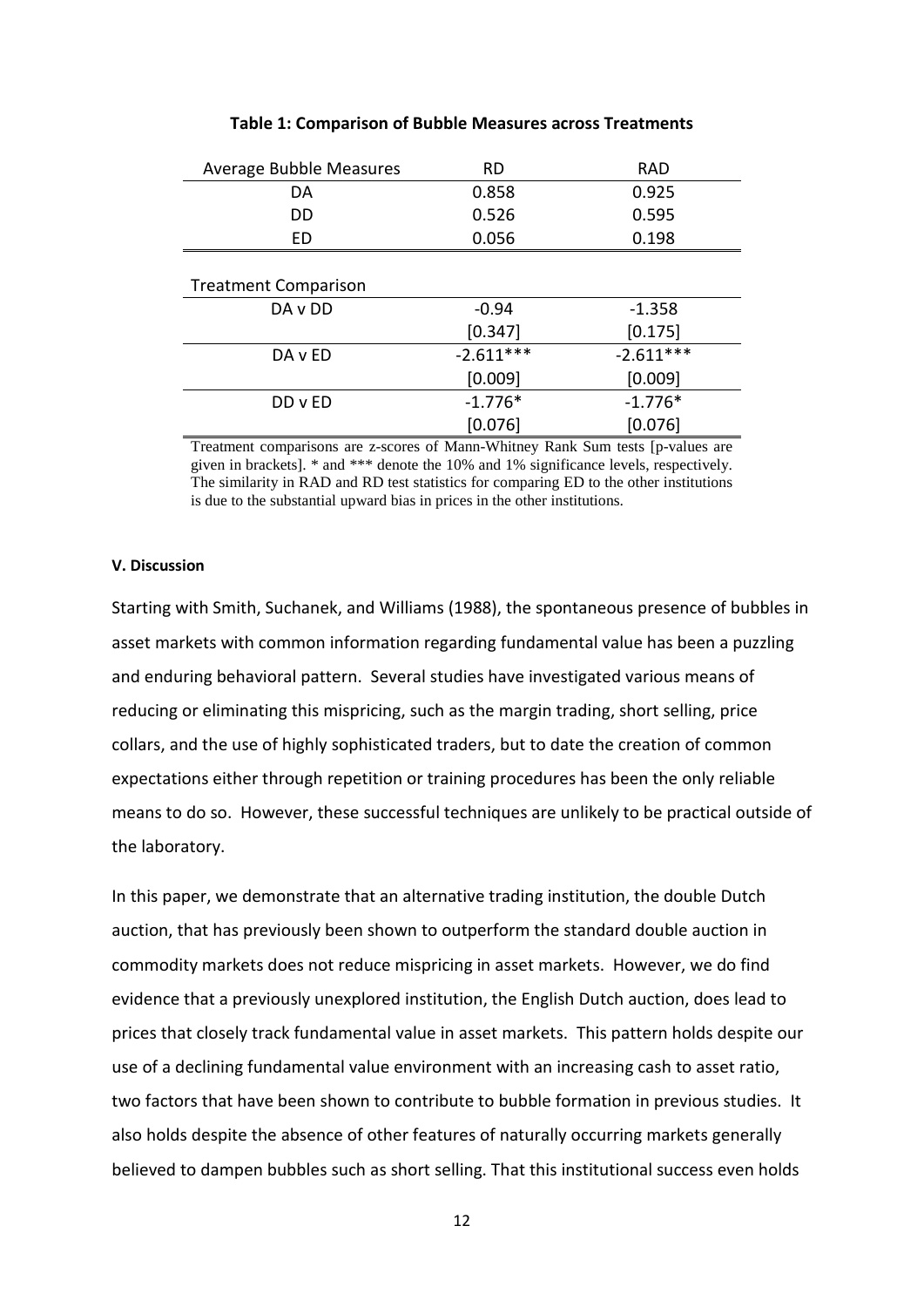**Table 1: Comparison of Bubble Measures across Treatments**

| Average Bubble Measures | RD | RAD |
|---|---|---|
| DA | 0.858 | 0.925 |
| DD | 0.526 | 0.595 |
| ED | 0.056 | 0.198 |
| **Treatment Comparison** | | |
| DA v DD | -0.94 | -1.358 |
| | [0.347] | [0.175] |
| DA v ED | -2.611*** | -2.611*** |
| | [0.009] | [0.009] |
| DD v ED | -1.776* | -1.776* |
| | [0.076] | [0.076] |

Treatment comparisons are z-scores of Mann-Whitney Rank Sum tests [p-values are given in brackets]. * and *** denote the 10% and 1% significance levels, respectively. The similarity in RAD and RD test statistics for comparing ED to the other institutions is due to the substantial upward bias in prices in the other institutions.

**V. Discussion**

Starting with Smith, Suchanek, and Williams (1988), the spontaneous presence of bubbles in asset markets with common information regarding fundamental value has been a puzzling and enduring behavioral pattern. Several studies have investigated various means of reducing or eliminating this mispricing, such as the margin trading, short selling, price collars, and the use of highly sophisticated traders, but to date the creation of common expectations either through repetition or training procedures has been the only reliable means to do so. However, these successful techniques are unlikely to be practical outside of the laboratory.

In this paper, we demonstrate that an alternative trading institution, the double Dutch auction, that has previously been shown to outperform the standard double auction in commodity markets does not reduce mispricing in asset markets. However, we do find evidence that a previously unexplored institution, the English Dutch auction, does lead to prices that closely track fundamental value in asset markets. This pattern holds despite our use of a declining fundamental value environment with an increasing cash to asset ratio, two factors that have been shown to contribute to bubble formation in previous studies. It also holds despite the absence of other features of naturally occurring markets generally believed to dampen bubbles such as short selling. That this institutional success even holds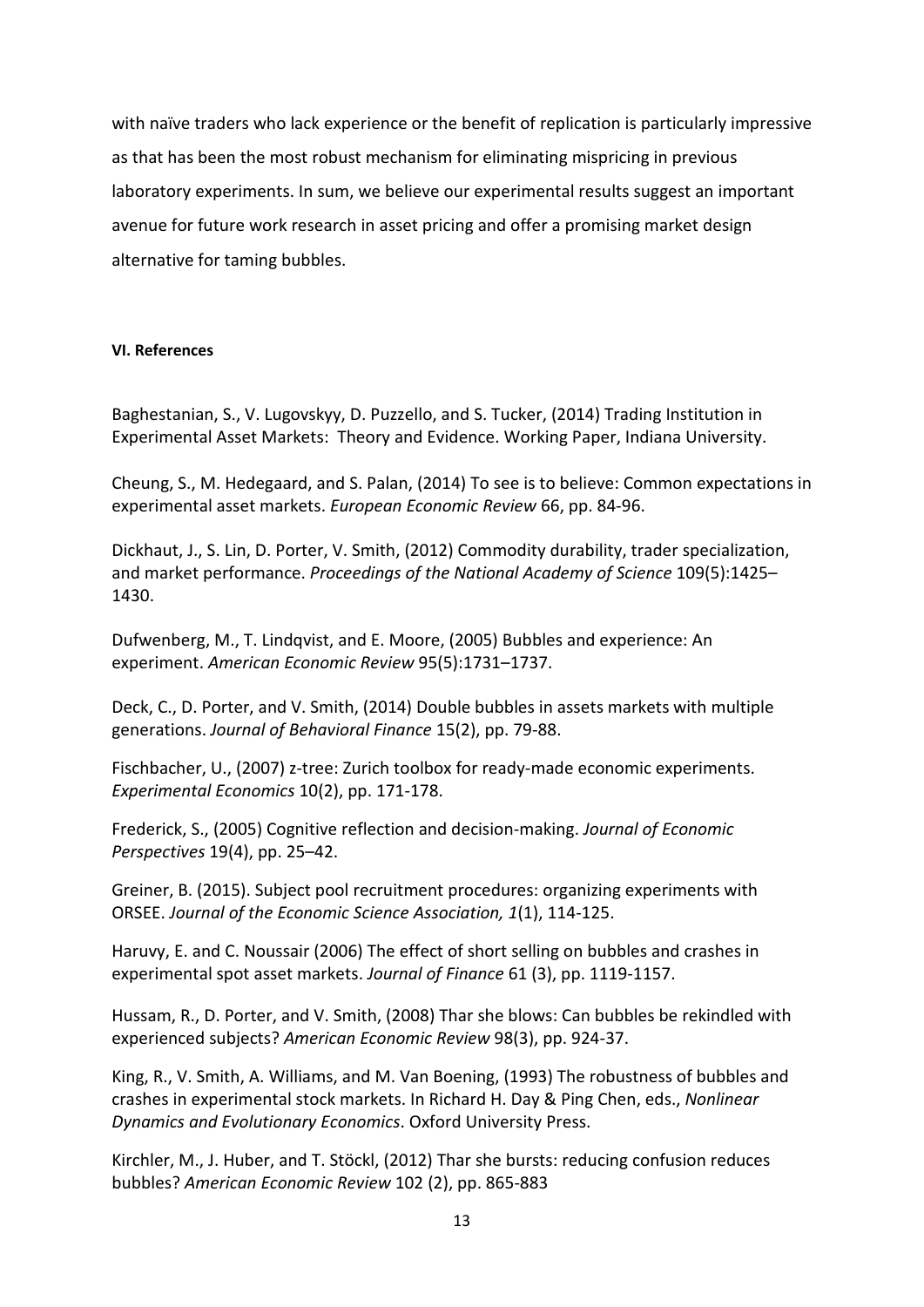with naïve traders who lack experience or the benefit of replication is particularly impressive as that has been the most robust mechanism for eliminating mispricing in previous laboratory experiments. In sum, we believe our experimental results suggest an important avenue for future work research in asset pricing and offer a promising market design alternative for taming bubbles.

**VI. References**

Baghestanian, S., V. Lugovskyy, D. Puzzello, and S. Tucker, (2014) Trading Institution in Experimental Asset Markets: Theory and Evidence. Working Paper, Indiana University.

Cheung, S., M. Hedegaard, and S. Palan, (2014) To see is to believe: Common expectations in experimental asset markets. *European Economic Review* 66, pp. 84-96.

Dickhaut, J., S. Lin, D. Porter, V. Smith, (2012) Commodity durability, trader specialization, and market performance. *Proceedings of the National Academy of Science* 109(5):1425–1430.

Dufwenberg, M., T. Lindqvist, and E. Moore, (2005) Bubbles and experience: An experiment. *American Economic Review* 95(5):1731–1737.

Deck, C., D. Porter, and V. Smith, (2014) Double bubbles in assets markets with multiple generations. *Journal of Behavioral Finance* 15(2), pp. 79-88.

Fischbacher, U., (2007) z-tree: Zurich toolbox for ready-made economic experiments. *Experimental Economics* 10(2), pp. 171-178.

Frederick, S., (2005) Cognitive reflection and decision-making. *Journal of Economic Perspectives* 19(4), pp. 25–42.

Greiner, B. (2015). Subject pool recruitment procedures: organizing experiments with ORSEE. *Journal of the Economic Science Association, 1*(1), 114-125.

Haruvy, E. and C. Noussair (2006) The effect of short selling on bubbles and crashes in experimental spot asset markets. *Journal of Finance* 61 (3), pp. 1119-1157.

Hussam, R., D. Porter, and V. Smith, (2008) Thar she blows: Can bubbles be rekindled with experienced subjects? *American Economic Review* 98(3), pp. 924-37.

King, R., V. Smith, A. Williams, and M. Van Boening, (1993) The robustness of bubbles and crashes in experimental stock markets. In Richard H. Day & Ping Chen, eds., *Nonlinear Dynamics and Evolutionary Economics*. Oxford University Press.

Kirchler, M., J. Huber, and T. Stöckl, (2012) Thar she bursts: reducing confusion reduces bubbles? *American Economic Review* 102 (2), pp. 865-883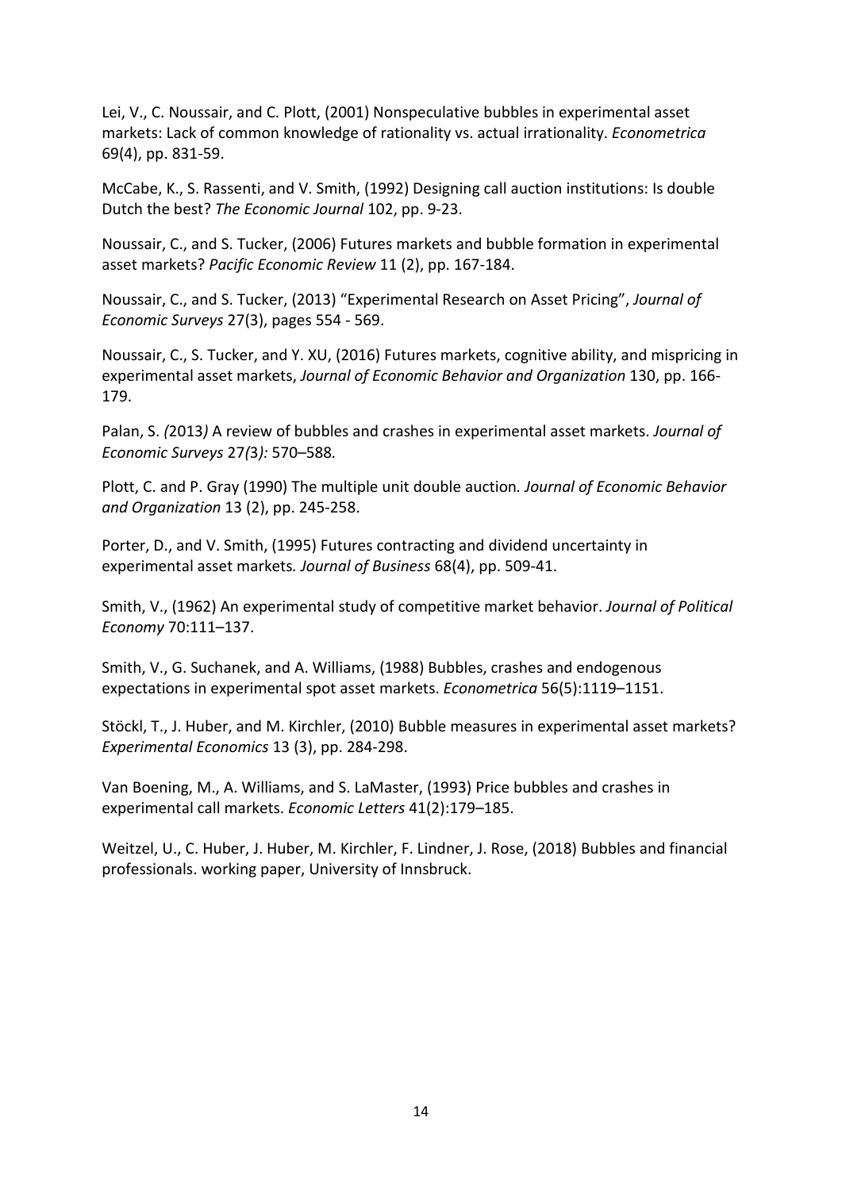Lei, V., C. Noussair, and C. Plott, (2001) Nonspeculative bubbles in experimental asset markets: Lack of common knowledge of rationality vs. actual irrationality. *Econometrica* 69(4), pp. 831-59.

McCabe, K., S. Rassenti, and V. Smith, (1992) Designing call auction institutions: Is double Dutch the best? *The Economic Journal* 102, pp. 9-23.

Noussair, C., and S. Tucker, (2006) Futures markets and bubble formation in experimental asset markets? *Pacific Economic Review* 11 (2), pp. 167-184.

Noussair, C., and S. Tucker, (2013) "Experimental Research on Asset Pricing", *Journal of Economic Surveys* 27(3), pages 554 - 569.

Noussair, C., S. Tucker, and Y. XU, (2016) Futures markets, cognitive ability, and mispricing in experimental asset markets, *Journal of Economic Behavior and Organization* 130, pp. 166-179.

Palan, S. *(*2013*)* A review of bubbles and crashes in experimental asset markets. *Journal of Economic Surveys* 27*(*3*):* 570–588*.*

Plott, C. and P. Gray (1990) The multiple unit double auction*. Journal of Economic Behavior and Organization* 13 (2), pp. 245-258.

Porter, D., and V. Smith, (1995) Futures contracting and dividend uncertainty in experimental asset markets*. Journal of Business* 68(4), pp. 509-41.

Smith, V., (1962) An experimental study of competitive market behavior. *Journal of Political Economy* 70:111–137.

Smith, V., G. Suchanek, and A. Williams, (1988) Bubbles, crashes and endogenous expectations in experimental spot asset markets. *Econometrica* 56(5):1119–1151.

Stöckl, T., J. Huber, and M. Kirchler, (2010) Bubble measures in experimental asset markets? *Experimental Economics* 13 (3), pp. 284-298.

Van Boening, M., A. Williams, and S. LaMaster, (1993) Price bubbles and crashes in experimental call markets. *Economic Letters* 41(2):179–185.

Weitzel, U., C. Huber, J. Huber, M. Kirchler, F. Lindner, J. Rose, (2018) Bubbles and financial professionals. working paper, University of Innsbruck.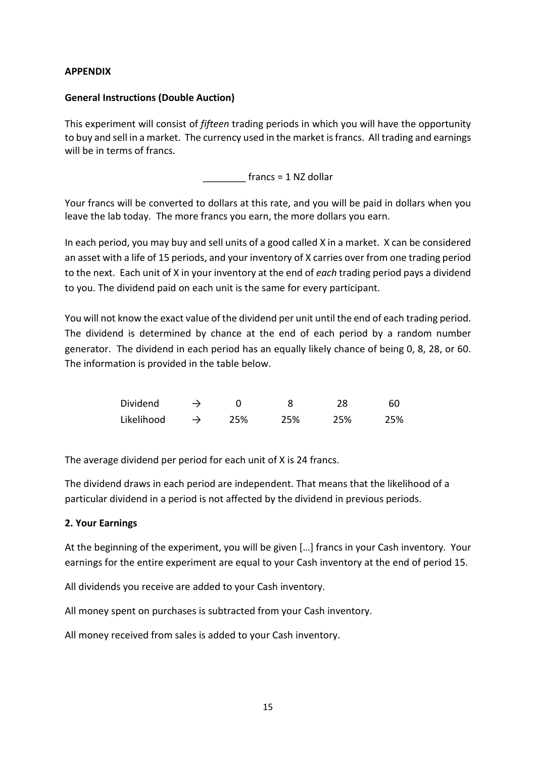**APPENDIX**

**General Instructions (Double Auction)**

This experiment will consist of *fifteen* trading periods in which you will have the opportunity to buy and sell in a market. The currency used in the market is francs. All trading and earnings will be in terms of francs.

________ francs = 1 NZ dollar

Your francs will be converted to dollars at this rate, and you will be paid in dollars when you leave the lab today. The more francs you earn, the more dollars you earn.

In each period, you may buy and sell units of a good called X in a market. X can be considered an asset with a life of 15 periods, and your inventory of X carries over from one trading period to the next. Each unit of X in your inventory at the end of *each* trading period pays a dividend to you. The dividend paid on each unit is the same for every participant.

You will not know the exact value of the dividend per unit until the end of each trading period. The dividend is determined by chance at the end of each period by a random number generator. The dividend in each period has an equally likely chance of being 0, 8, 28, or 60. The information is provided in the table below.

| | | | | | |
|---|---|---|---|---|---|
| Dividend | → | 0 | 8 | 28 | 60 |
| Likelihood | → | 25% | 25% | 25% | 25% |

The average dividend per period for each unit of X is 24 francs.

The dividend draws in each period are independent. That means that the likelihood of a particular dividend in a period is not affected by the dividend in previous periods.

**2. Your Earnings**

At the beginning of the experiment, you will be given […] francs in your Cash inventory. Your earnings for the entire experiment are equal to your Cash inventory at the end of period 15.

All dividends you receive are added to your Cash inventory.

All money spent on purchases is subtracted from your Cash inventory.

All money received from sales is added to your Cash inventory.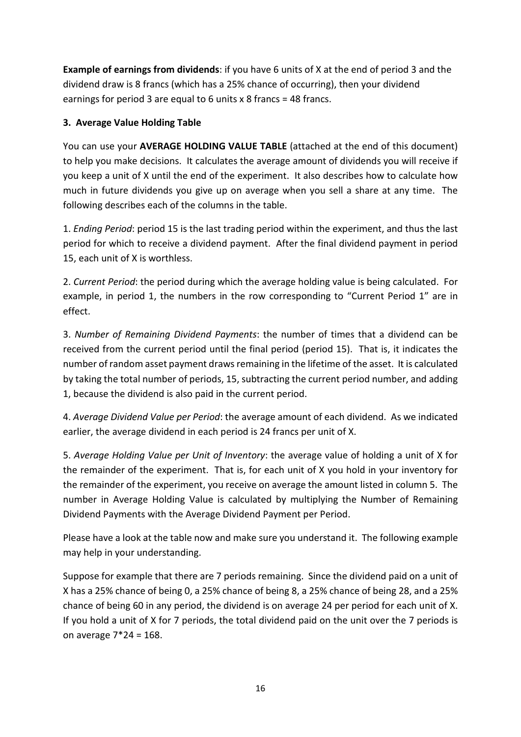**Example of earnings from dividends**: if you have 6 units of X at the end of period 3 and the dividend draw is 8 francs (which has a 25% chance of occurring), then your dividend earnings for period 3 are equal to 6 units x 8 francs = 48 francs.

**3. Average Value Holding Table**

You can use your **AVERAGE HOLDING VALUE TABLE** (attached at the end of this document) to help you make decisions. It calculates the average amount of dividends you will receive if you keep a unit of X until the end of the experiment. It also describes how to calculate how much in future dividends you give up on average when you sell a share at any time. The following describes each of the columns in the table.

1. *Ending Period*: period 15 is the last trading period within the experiment, and thus the last period for which to receive a dividend payment. After the final dividend payment in period 15, each unit of X is worthless.

2. *Current Period*: the period during which the average holding value is being calculated. For example, in period 1, the numbers in the row corresponding to "Current Period 1" are in effect.

3. *Number of Remaining Dividend Payments*: the number of times that a dividend can be received from the current period until the final period (period 15). That is, it indicates the number of random asset payment draws remaining in the lifetime of the asset. It is calculated by taking the total number of periods, 15, subtracting the current period number, and adding 1, because the dividend is also paid in the current period.

4. *Average Dividend Value per Period*: the average amount of each dividend. As we indicated earlier, the average dividend in each period is 24 francs per unit of X.

5. *Average Holding Value per Unit of Inventory*: the average value of holding a unit of X for the remainder of the experiment. That is, for each unit of X you hold in your inventory for the remainder of the experiment, you receive on average the amount listed in column 5. The number in Average Holding Value is calculated by multiplying the Number of Remaining Dividend Payments with the Average Dividend Payment per Period.

Please have a look at the table now and make sure you understand it. The following example may help in your understanding.

Suppose for example that there are 7 periods remaining. Since the dividend paid on a unit of X has a 25% chance of being 0, a 25% chance of being 8, a 25% chance of being 28, and a 25% chance of being 60 in any period, the dividend is on average 24 per period for each unit of X. If you hold a unit of X for 7 periods, the total dividend paid on the unit over the 7 periods is on average 7*24 = 168.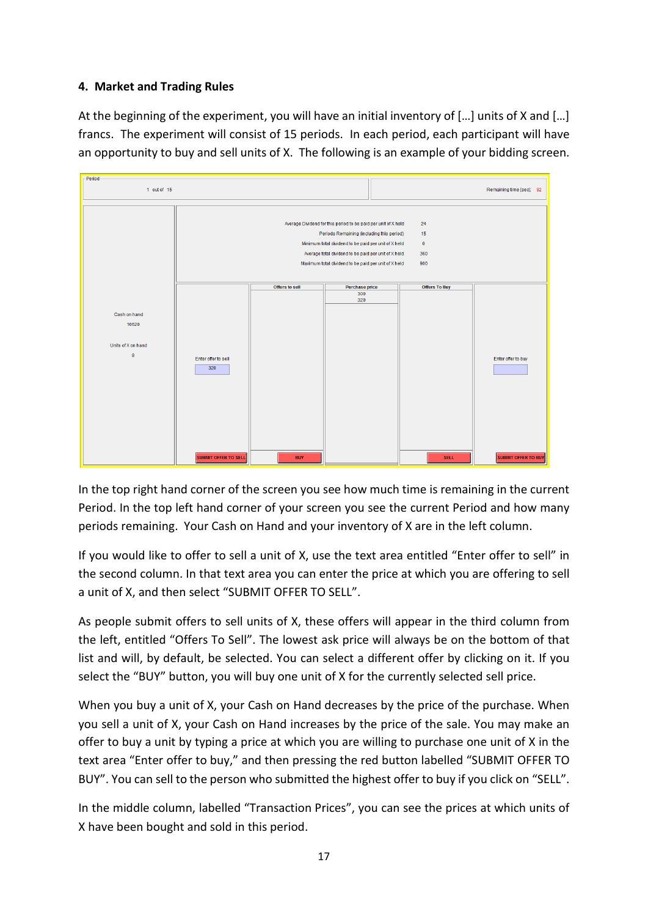## 4. Market and Trading Rules

At the beginning of the experiment, you will have an initial inventory of […] units of X and […] francs. The experiment will consist of 15 periods. In each period, each participant will have an opportunity to buy and sell units of X. The following is an example of your bidding screen.

In the top right hand corner of the screen you see how much time is remaining in the current Period. In the top left hand corner of your screen you see the current Period and how many periods remaining. Your Cash on Hand and your inventory of X are in the left column.

If you would like to offer to sell a unit of X, use the text area entitled "Enter offer to sell" in the second column. In that text area you can enter the price at which you are offering to sell a unit of X, and then select "SUBMIT OFFER TO SELL".

As people submit offers to sell units of X, these offers will appear in the third column from the left, entitled "Offers To Sell". The lowest ask price will always be on the bottom of that list and will, by default, be selected. You can select a different offer by clicking on it. If you select the "BUY" button, you will buy one unit of X for the currently selected sell price.

When you buy a unit of X, your Cash on Hand decreases by the price of the purchase. When you sell a unit of X, your Cash on Hand increases by the price of the sale. You may make an offer to buy a unit by typing a price at which you are willing to purchase one unit of X in the text area "Enter offer to buy," and then pressing the red button labelled "SUBMIT OFFER TO BUY". You can sell to the person who submitted the highest offer to buy if you click on "SELL".

In the middle column, labelled "Transaction Prices", you can see the prices at which units of X have been bought and sold in this period.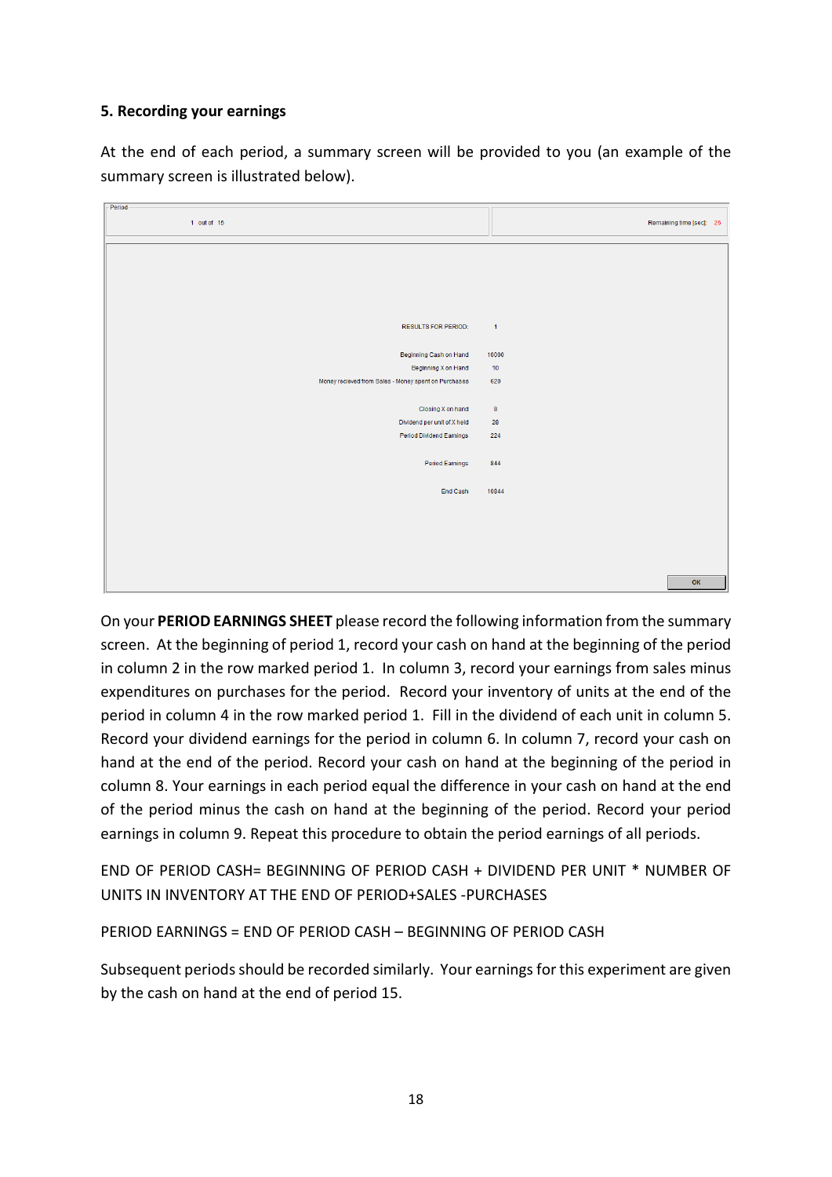## 5. Recording your earnings

At the end of each period, a summary screen will be provided to you (an example of the summary screen is illustrated below).

Period
1 out of 15
Remaining time [sec]: 25

RESULTS FOR PERIOD: 1

Beginning Cash on Hand 10000
Beginning X on Hand 10
Money recieved from Sales - Money spent on Purchases 620

Closing X on hand 8
Dividend per unit of X held 28
Period Dividend Earnings 224

Period Earnings 844

End Cash 10844

OK

On your **PERIOD EARNINGS SHEET** please record the following information from the summary screen. At the beginning of period 1, record your cash on hand at the beginning of the period in column 2 in the row marked period 1. In column 3, record your earnings from sales minus expenditures on purchases for the period. Record your inventory of units at the end of the period in column 4 in the row marked period 1. Fill in the dividend of each unit in column 5. Record your dividend earnings for the period in column 6. In column 7, record your cash on hand at the end of the period. Record your cash on hand at the beginning of the period in column 8. Your earnings in each period equal the difference in your cash on hand at the end of the period minus the cash on hand at the beginning of the period. Record your period earnings in column 9. Repeat this procedure to obtain the period earnings of all periods.

END OF PERIOD CASH= BEGINNING OF PERIOD CASH + DIVIDEND PER UNIT * NUMBER OF UNITS IN INVENTORY AT THE END OF PERIOD+SALES -PURCHASES

PERIOD EARNINGS = END OF PERIOD CASH – BEGINNING OF PERIOD CASH

Subsequent periods should be recorded similarly. Your earnings for this experiment are given by the cash on hand at the end of period 15.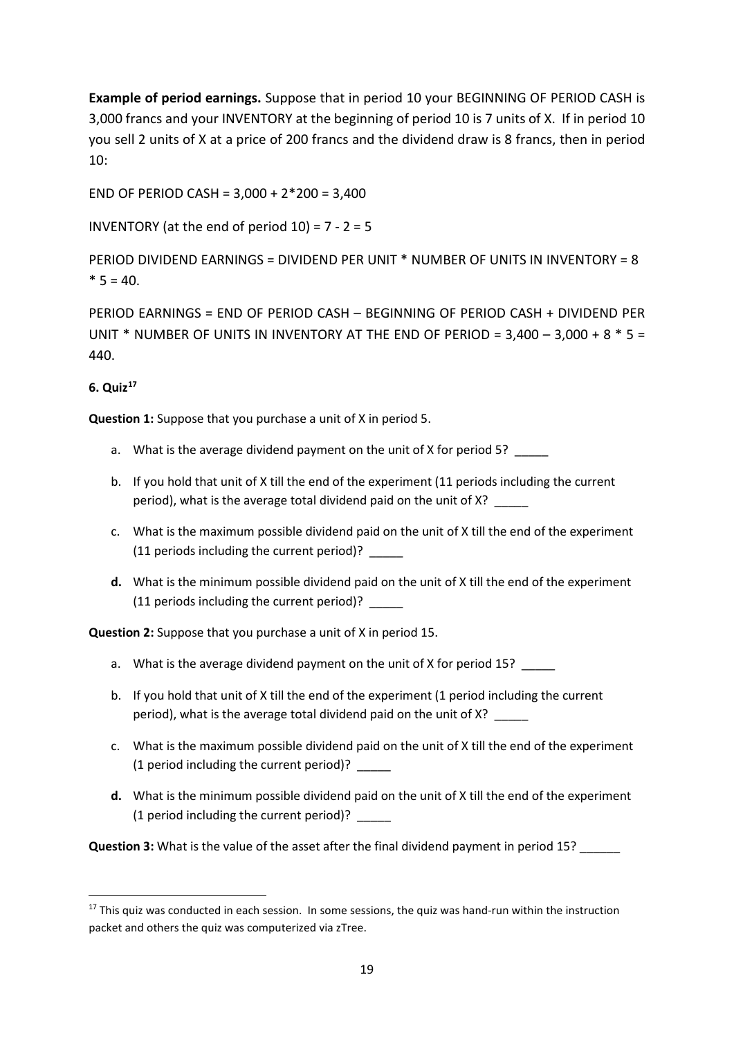**Example of period earnings.** Suppose that in period 10 your BEGINNING OF PERIOD CASH is 3,000 francs and your INVENTORY at the beginning of period 10 is 7 units of X. If in period 10 you sell 2 units of X at a price of 200 francs and the dividend draw is 8 francs, then in period 10:

END OF PERIOD CASH = 3,000 + 2*200 = 3,400

INVENTORY (at the end of period 10) = 7 - 2 = 5

PERIOD DIVIDEND EARNINGS = DIVIDEND PER UNIT * NUMBER OF UNITS IN INVENTORY = 8 * 5 = 40.

PERIOD EARNINGS = END OF PERIOD CASH – BEGINNING OF PERIOD CASH + DIVIDEND PER UNIT * NUMBER OF UNITS IN INVENTORY AT THE END OF PERIOD = 3,400 – 3,000 + 8 * 5 = 440.

**6. Quiz[17]**

**Question 1:** Suppose that you purchase a unit of X in period 5.

a. What is the average dividend payment on the unit of X for period 5? _____

b. If you hold that unit of X till the end of the experiment (11 periods including the current period), what is the average total dividend paid on the unit of X? _____

c. What is the maximum possible dividend paid on the unit of X till the end of the experiment (11 periods including the current period)? _____

**d.** What is the minimum possible dividend paid on the unit of X till the end of the experiment (11 periods including the current period)? _____

**Question 2:** Suppose that you purchase a unit of X in period 15.

a. What is the average dividend payment on the unit of X for period 15? _____

b. If you hold that unit of X till the end of the experiment (1 period including the current period), what is the average total dividend paid on the unit of X? _____

c. What is the maximum possible dividend paid on the unit of X till the end of the experiment (1 period including the current period)? _____

**d.** What is the minimum possible dividend paid on the unit of X till the end of the experiment (1 period including the current period)? _____

**Question 3:** What is the value of the asset after the final dividend payment in period 15? ______

[17] This quiz was conducted in each session. In some sessions, the quiz was hand-run within the instruction packet and others the quiz was computerized via zTree.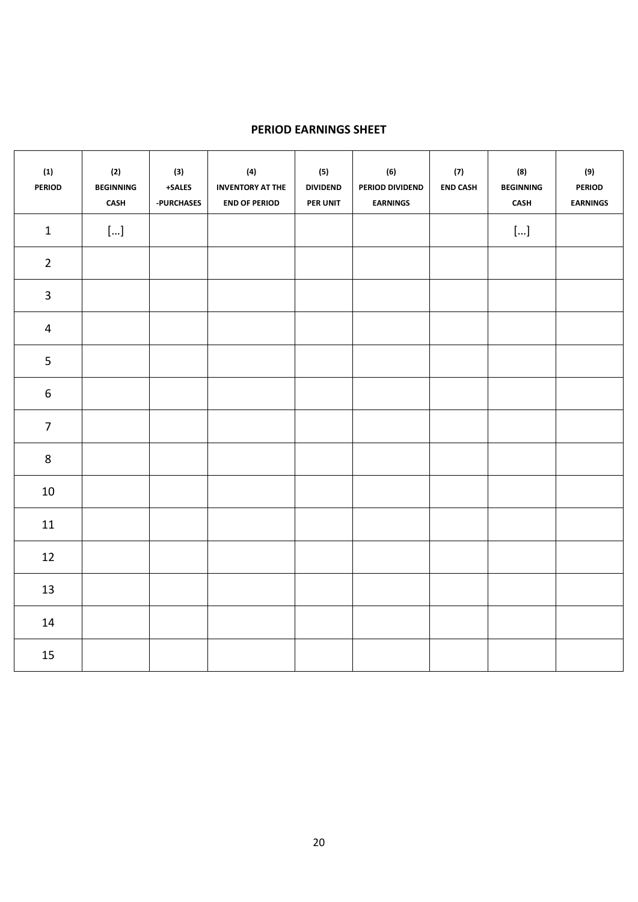## PERIOD EARNINGS SHEET

| (1) PERIOD | (2) BEGINNING CASH | (3) +SALES -PURCHASES | (4) INVENTORY AT THE END OF PERIOD | (5) DIVIDEND PER UNIT | (6) PERIOD DIVIDEND EARNINGS | (7) END CASH | (8) BEGINNING CASH | (9) PERIOD EARNINGS |
|---|---|---|---|---|---|---|---|---|
| 1 | […] | | | | | | […] | |
| 2 | | | | | | | | |
| 3 | | | | | | | | |
| 4 | | | | | | | | |
| 5 | | | | | | | | |
| 6 | | | | | | | | |
| 7 | | | | | | | | |
| 8 | | | | | | | | |
| 10 | | | | | | | | |
| 11 | | | | | | | | |
| 12 | | | | | | | | |
| 13 | | | | | | | | |
| 14 | | | | | | | | |
| 15 | | | | | | | | |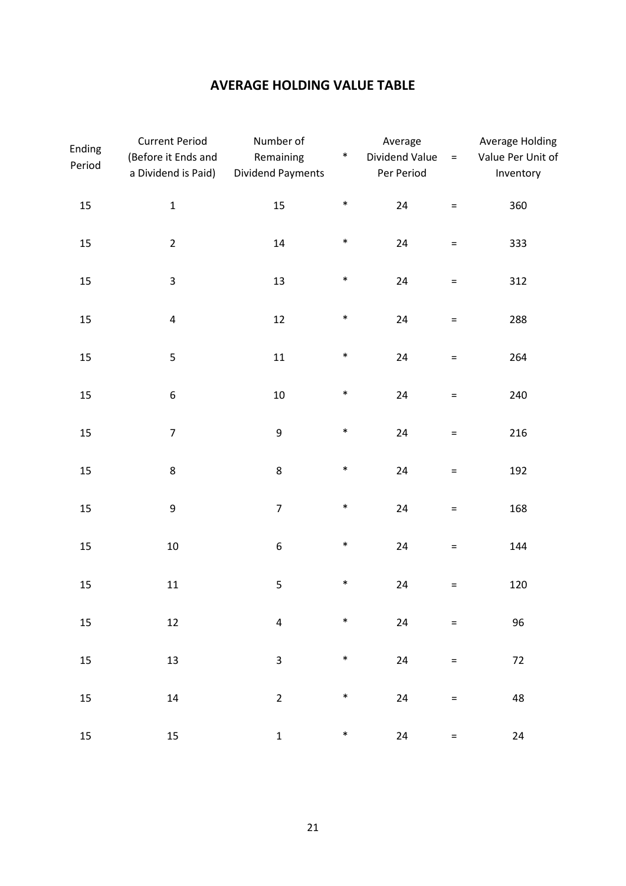# AVERAGE HOLDING VALUE TABLE

| Ending Period | Current Period (Before it Ends and a Dividend is Paid) | Number of Remaining Dividend Payments | * | Average Dividend Value Per Period | = | Average Holding Value Per Unit of Inventory |
|---|---|---|---|---|---|---|
| 15 | 1 | 15 | * | 24 | = | 360 |
| 15 | 2 | 14 | * | 24 | = | 333 |
| 15 | 3 | 13 | * | 24 | = | 312 |
| 15 | 4 | 12 | * | 24 | = | 288 |
| 15 | 5 | 11 | * | 24 | = | 264 |
| 15 | 6 | 10 | * | 24 | = | 240 |
| 15 | 7 | 9 | * | 24 | = | 216 |
| 15 | 8 | 8 | * | 24 | = | 192 |
| 15 | 9 | 7 | * | 24 | = | 168 |
| 15 | 10 | 6 | * | 24 | = | 144 |
| 15 | 11 | 5 | * | 24 | = | 120 |
| 15 | 12 | 4 | * | 24 | = | 96 |
| 15 | 13 | 3 | * | 24 | = | 72 |
| 15 | 14 | 2 | * | 24 | = | 48 |
| 15 | 15 | 1 | * | 24 | = | 24 |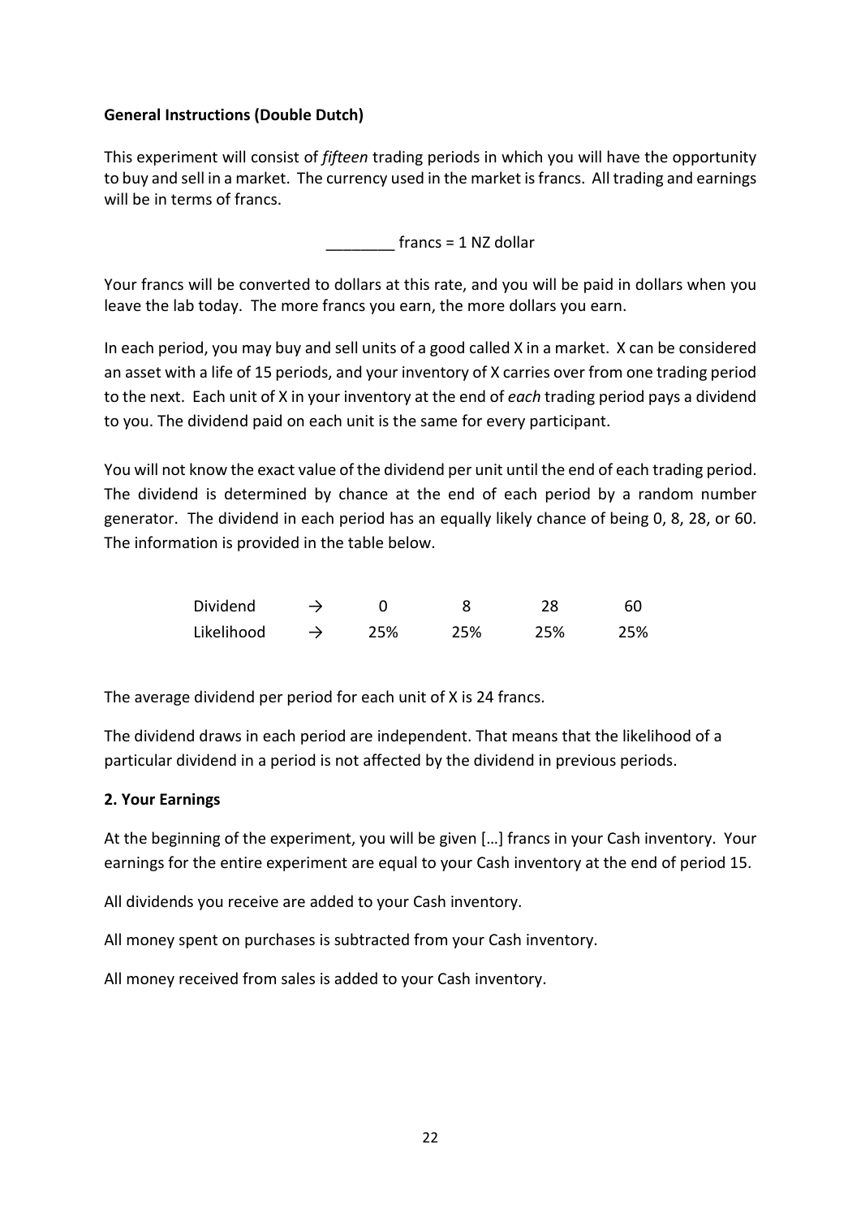**General Instructions (Double Dutch)**

This experiment will consist of *fifteen* trading periods in which you will have the opportunity to buy and sell in a market. The currency used in the market is francs. All trading and earnings will be in terms of francs.

________ francs = 1 NZ dollar

Your francs will be converted to dollars at this rate, and you will be paid in dollars when you leave the lab today. The more francs you earn, the more dollars you earn.

In each period, you may buy and sell units of a good called X in a market. X can be considered an asset with a life of 15 periods, and your inventory of X carries over from one trading period to the next. Each unit of X in your inventory at the end of *each* trading period pays a dividend to you. The dividend paid on each unit is the same for every participant.

You will not know the exact value of the dividend per unit until the end of each trading period. The dividend is determined by chance at the end of each period by a random number generator. The dividend in each period has an equally likely chance of being 0, 8, 28, or 60. The information is provided in the table below.

| | | | | | |
|---|---|---|---|---|---|
| Dividend | → | 0 | 8 | 28 | 60 |
| Likelihood | → | 25% | 25% | 25% | 25% |

The average dividend per period for each unit of X is 24 francs.

The dividend draws in each period are independent. That means that the likelihood of a particular dividend in a period is not affected by the dividend in previous periods.

**2. Your Earnings**

At the beginning of the experiment, you will be given […] francs in your Cash inventory. Your earnings for the entire experiment are equal to your Cash inventory at the end of period 15.

All dividends you receive are added to your Cash inventory.

All money spent on purchases is subtracted from your Cash inventory.

All money received from sales is added to your Cash inventory.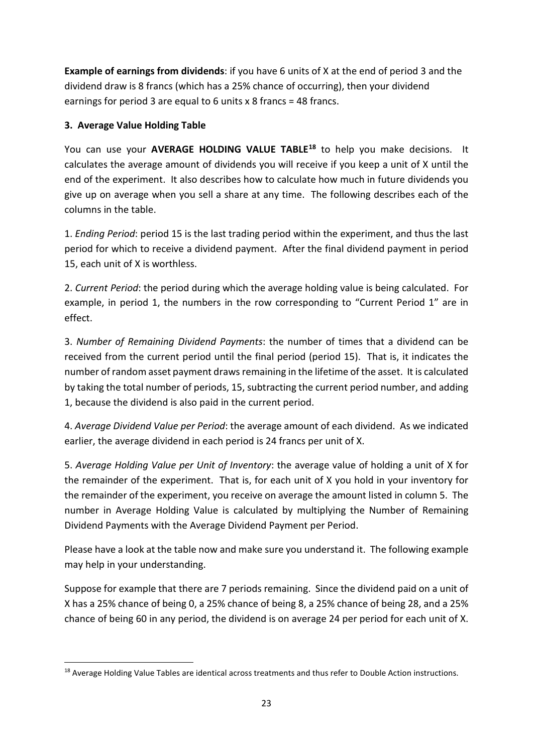**Example of earnings from dividends**: if you have 6 units of X at the end of period 3 and the dividend draw is 8 francs (which has a 25% chance of occurring), then your dividend earnings for period 3 are equal to 6 units x 8 francs = 48 francs.

**3. Average Value Holding Table**

You can use your **AVERAGE HOLDING VALUE TABLE**[18] to help you make decisions. It calculates the average amount of dividends you will receive if you keep a unit of X until the end of the experiment. It also describes how to calculate how much in future dividends you give up on average when you sell a share at any time. The following describes each of the columns in the table.

1. *Ending Period*: period 15 is the last trading period within the experiment, and thus the last period for which to receive a dividend payment. After the final dividend payment in period 15, each unit of X is worthless.

2. *Current Period*: the period during which the average holding value is being calculated. For example, in period 1, the numbers in the row corresponding to "Current Period 1" are in effect.

3. *Number of Remaining Dividend Payments*: the number of times that a dividend can be received from the current period until the final period (period 15). That is, it indicates the number of random asset payment draws remaining in the lifetime of the asset. It is calculated by taking the total number of periods, 15, subtracting the current period number, and adding 1, because the dividend is also paid in the current period.

4. *Average Dividend Value per Period*: the average amount of each dividend. As we indicated earlier, the average dividend in each period is 24 francs per unit of X.

5. *Average Holding Value per Unit of Inventory*: the average value of holding a unit of X for the remainder of the experiment. That is, for each unit of X you hold in your inventory for the remainder of the experiment, you receive on average the amount listed in column 5. The number in Average Holding Value is calculated by multiplying the Number of Remaining Dividend Payments with the Average Dividend Payment per Period.

Please have a look at the table now and make sure you understand it. The following example may help in your understanding.

Suppose for example that there are 7 periods remaining. Since the dividend paid on a unit of X has a 25% chance of being 0, a 25% chance of being 8, a 25% chance of being 28, and a 25% chance of being 60 in any period, the dividend is on average 24 per period for each unit of X.

[18] Average Holding Value Tables are identical across treatments and thus refer to Double Action instructions.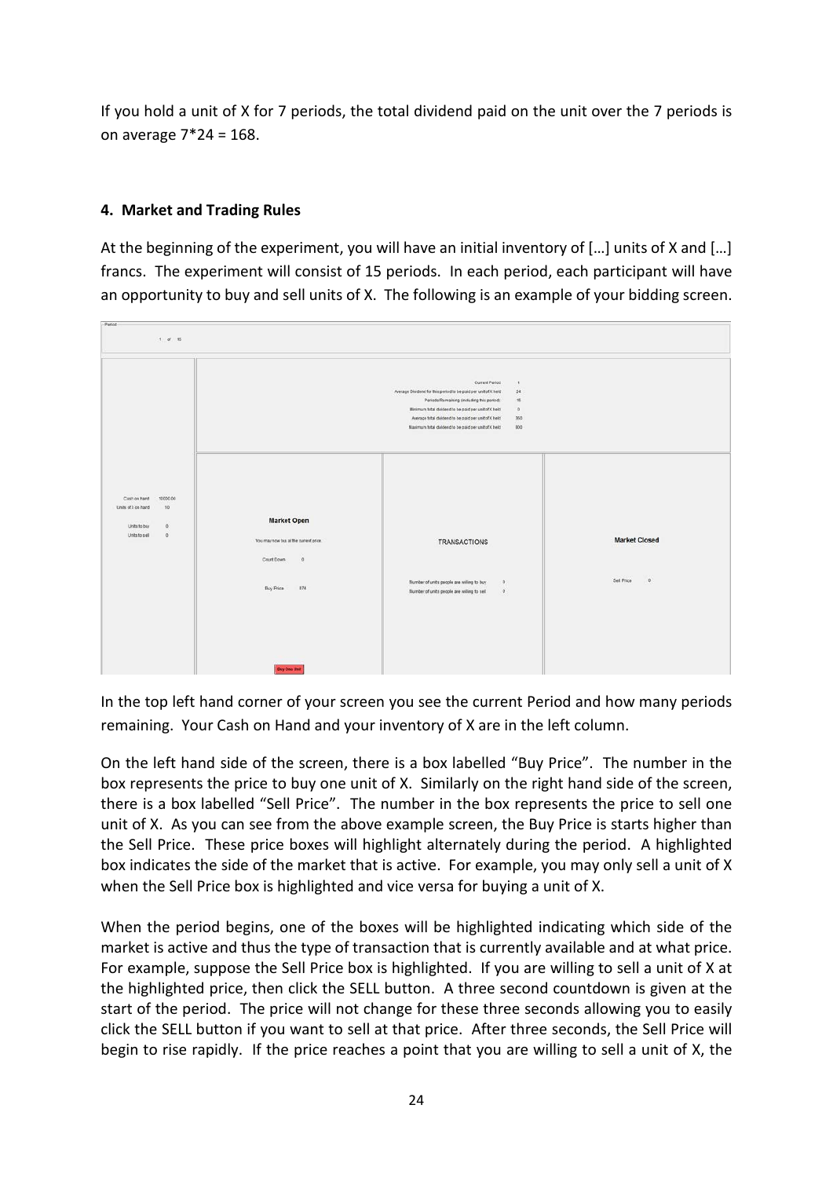If you hold a unit of X for 7 periods, the total dividend paid on the unit over the 7 periods is on average 7*24 = 168.

#### 4. Market and Trading Rules

At the beginning of the experiment, you will have an initial inventory of […] units of X and […] francs. The experiment will consist of 15 periods. In each period, each participant will have an opportunity to buy and sell units of X. The following is an example of your bidding screen.

In the top left hand corner of your screen you see the current Period and how many periods remaining. Your Cash on Hand and your inventory of X are in the left column.

On the left hand side of the screen, there is a box labelled "Buy Price". The number in the box represents the price to buy one unit of X. Similarly on the right hand side of the screen, there is a box labelled "Sell Price". The number in the box represents the price to sell one unit of X. As you can see from the above example screen, the Buy Price is starts higher than the Sell Price. These price boxes will highlight alternately during the period. A highlighted box indicates the side of the market that is active. For example, you may only sell a unit of X when the Sell Price box is highlighted and vice versa for buying a unit of X.

When the period begins, one of the boxes will be highlighted indicating which side of the market is active and thus the type of transaction that is currently available and at what price. For example, suppose the Sell Price box is highlighted. If you are willing to sell a unit of X at the highlighted price, then click the SELL button. A three second countdown is given at the start of the period. The price will not change for these three seconds allowing you to easily click the SELL button if you want to sell at that price. After three seconds, the Sell Price will begin to rise rapidly. If the price reaches a point that you are willing to sell a unit of X, the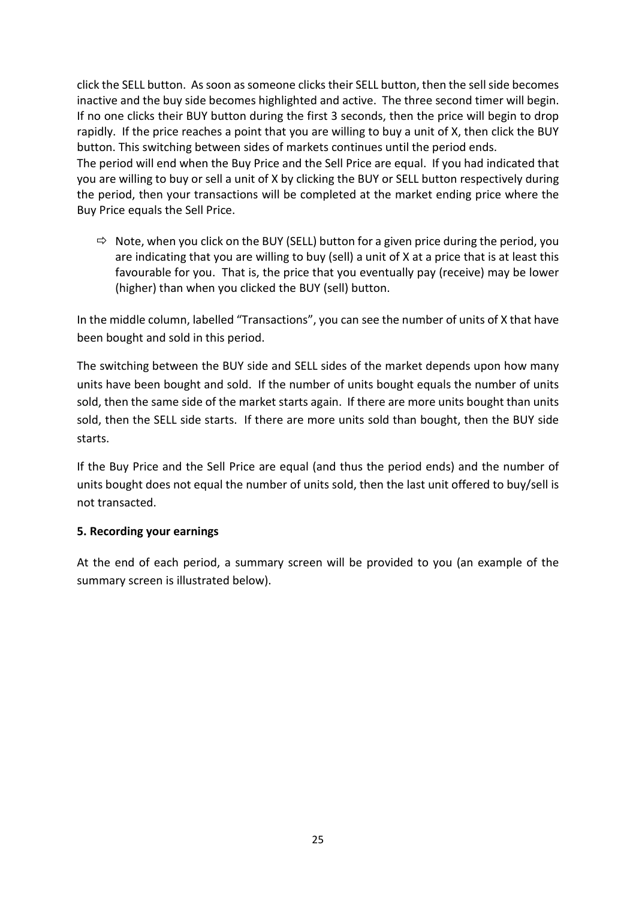click the SELL button. As soon as someone clicks their SELL button, then the sell side becomes inactive and the buy side becomes highlighted and active. The three second timer will begin. If no one clicks their BUY button during the first 3 seconds, then the price will begin to drop rapidly. If the price reaches a point that you are willing to buy a unit of X, then click the BUY button. This switching between sides of markets continues until the period ends.
The period will end when the Buy Price and the Sell Price are equal. If you had indicated that you are willing to buy or sell a unit of X by clicking the BUY or SELL button respectively during the period, then your transactions will be completed at the market ending price where the Buy Price equals the Sell Price.

⇨ Note, when you click on the BUY (SELL) button for a given price during the period, you are indicating that you are willing to buy (sell) a unit of X at a price that is at least this favourable for you. That is, the price that you eventually pay (receive) may be lower (higher) than when you clicked the BUY (sell) button.

In the middle column, labelled "Transactions", you can see the number of units of X that have been bought and sold in this period.

The switching between the BUY side and SELL sides of the market depends upon how many units have been bought and sold. If the number of units bought equals the number of units sold, then the same side of the market starts again. If there are more units bought than units sold, then the SELL side starts. If there are more units sold than bought, then the BUY side starts.

If the Buy Price and the Sell Price are equal (and thus the period ends) and the number of units bought does not equal the number of units sold, then the last unit offered to buy/sell is not transacted.

**5. Recording your earnings**

At the end of each period, a summary screen will be provided to you (an example of the summary screen is illustrated below).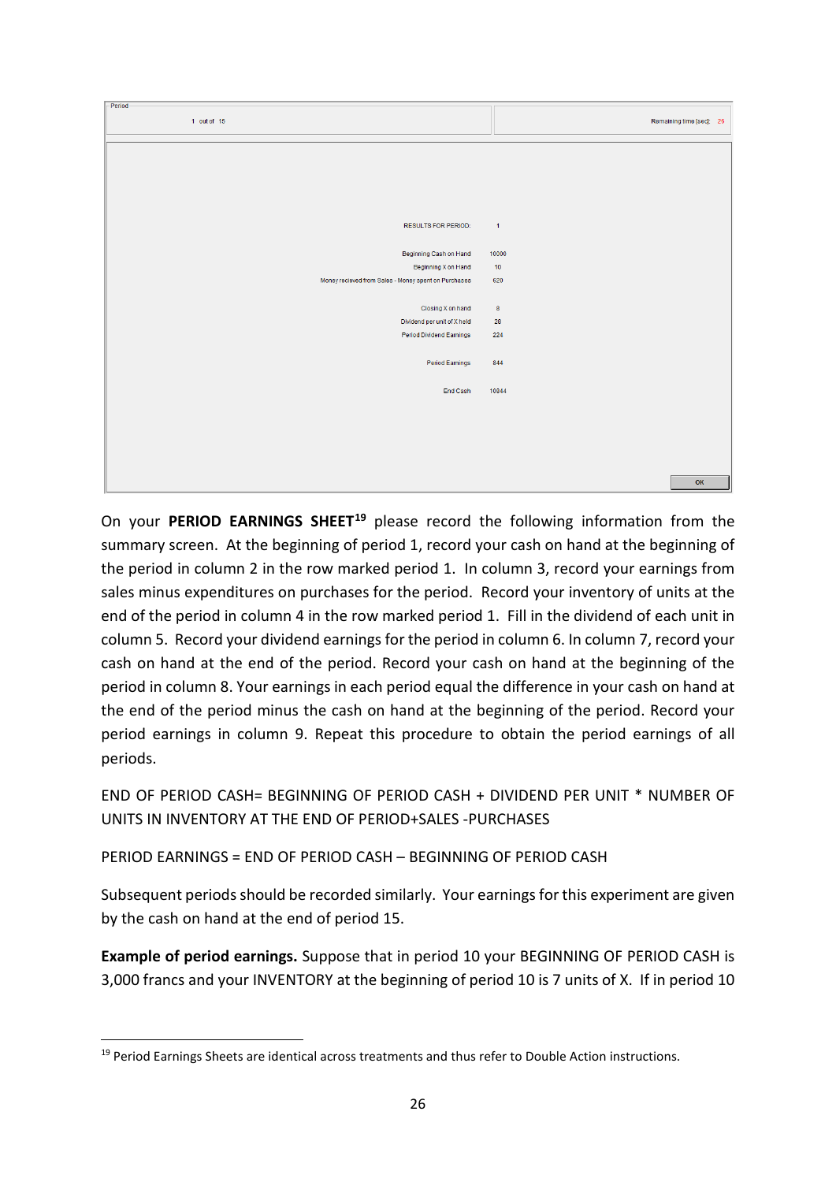Period

1 out of 15

Remaining time [sec]: 25

RESULTS FOR PERIOD: 1

Beginning Cash on Hand 10000

Beginning X on Hand 10

Money recieved from Sales - Money spent on Purchases 620

Closing X on hand 8

Dividend per unit of X held 28

Period Dividend Earnings 224

Period Earnings 844

End Cash 10844

OK

On your **PERIOD EARNINGS SHEET**[19] please record the following information from the summary screen. At the beginning of period 1, record your cash on hand at the beginning of the period in column 2 in the row marked period 1. In column 3, record your earnings from sales minus expenditures on purchases for the period. Record your inventory of units at the end of the period in column 4 in the row marked period 1. Fill in the dividend of each unit in column 5. Record your dividend earnings for the period in column 6. In column 7, record your cash on hand at the end of the period. Record your cash on hand at the beginning of the period in column 8. Your earnings in each period equal the difference in your cash on hand at the end of the period minus the cash on hand at the beginning of the period. Record your period earnings in column 9. Repeat this procedure to obtain the period earnings of all periods.

END OF PERIOD CASH= BEGINNING OF PERIOD CASH + DIVIDEND PER UNIT * NUMBER OF UNITS IN INVENTORY AT THE END OF PERIOD+SALES -PURCHASES

PERIOD EARNINGS = END OF PERIOD CASH – BEGINNING OF PERIOD CASH

Subsequent periods should be recorded similarly. Your earnings for this experiment are given by the cash on hand at the end of period 15.

**Example of period earnings.** Suppose that in period 10 your BEGINNING OF PERIOD CASH is 3,000 francs and your INVENTORY at the beginning of period 10 is 7 units of X. If in period 10

[19] Period Earnings Sheets are identical across treatments and thus refer to Double Action instructions.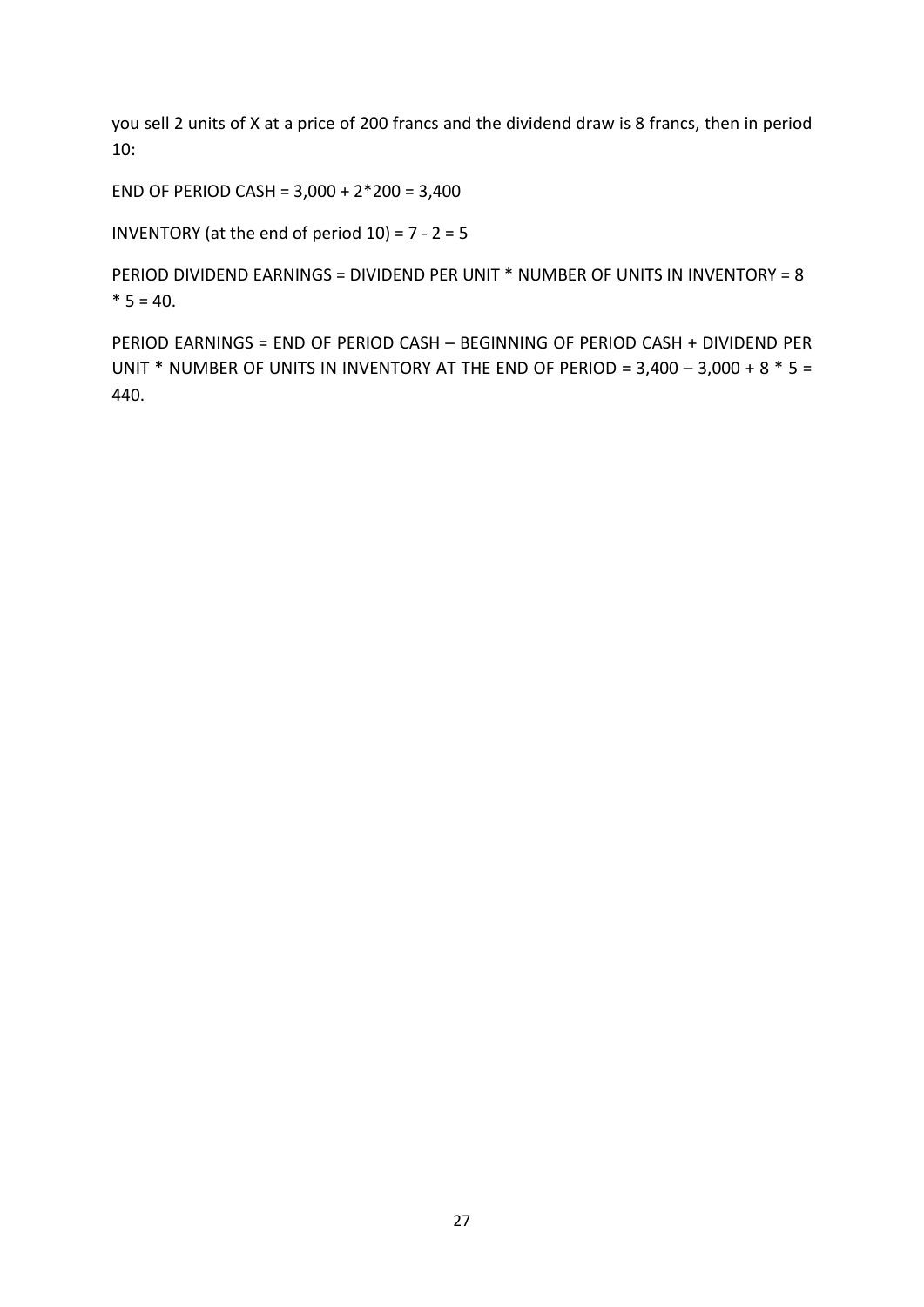you sell 2 units of X at a price of 200 francs and the dividend draw is 8 francs, then in period 10:

END OF PERIOD CASH = 3,000 + 2*200 = 3,400

INVENTORY (at the end of period 10) = 7 - 2 = 5

PERIOD DIVIDEND EARNINGS = DIVIDEND PER UNIT * NUMBER OF UNITS IN INVENTORY = 8 * 5 = 40.

PERIOD EARNINGS = END OF PERIOD CASH – BEGINNING OF PERIOD CASH + DIVIDEND PER UNIT * NUMBER OF UNITS IN INVENTORY AT THE END OF PERIOD = 3,400 – 3,000 + 8 * 5 = 440.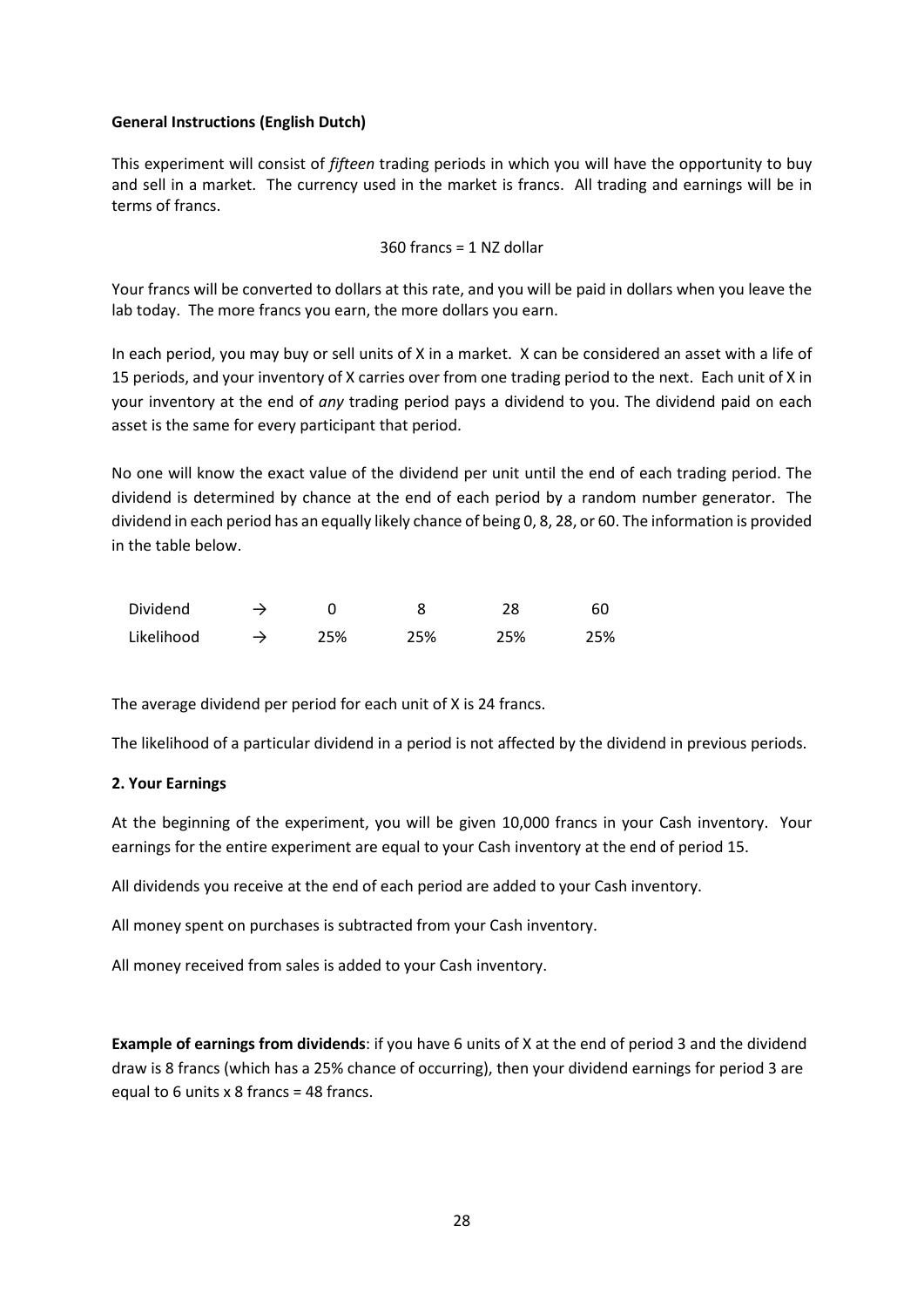**General Instructions (English Dutch)**

This experiment will consist of *fifteen* trading periods in which you will have the opportunity to buy and sell in a market. The currency used in the market is francs. All trading and earnings will be in terms of francs.

360 francs = 1 NZ dollar

Your francs will be converted to dollars at this rate, and you will be paid in dollars when you leave the lab today. The more francs you earn, the more dollars you earn.

In each period, you may buy or sell units of X in a market. X can be considered an asset with a life of 15 periods, and your inventory of X carries over from one trading period to the next. Each unit of X in your inventory at the end of *any* trading period pays a dividend to you. The dividend paid on each asset is the same for every participant that period.

No one will know the exact value of the dividend per unit until the end of each trading period. The dividend is determined by chance at the end of each period by a random number generator. The dividend in each period has an equally likely chance of being 0, 8, 28, or 60. The information is provided in the table below.

| | | | | | |
|---|---|---|---|---|---|
| Dividend | → | 0 | 8 | 28 | 60 |
| Likelihood | → | 25% | 25% | 25% | 25% |

The average dividend per period for each unit of X is 24 francs.

The likelihood of a particular dividend in a period is not affected by the dividend in previous periods.

**2. Your Earnings**

At the beginning of the experiment, you will be given 10,000 francs in your Cash inventory. Your earnings for the entire experiment are equal to your Cash inventory at the end of period 15.

All dividends you receive at the end of each period are added to your Cash inventory.

All money spent on purchases is subtracted from your Cash inventory.

All money received from sales is added to your Cash inventory.

**Example of earnings from dividends**: if you have 6 units of X at the end of period 3 and the dividend draw is 8 francs (which has a 25% chance of occurring), then your dividend earnings for period 3 are equal to 6 units x 8 francs = 48 francs.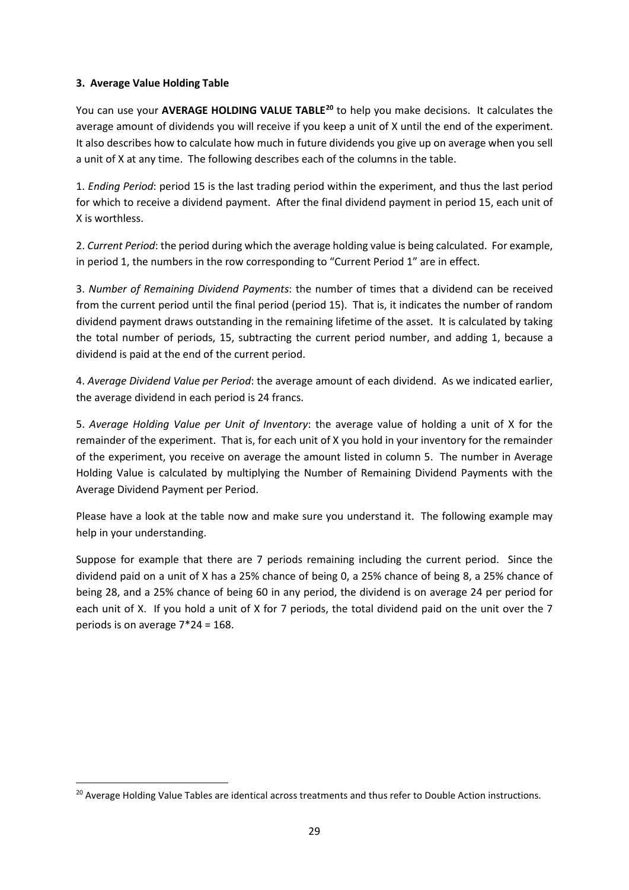### 3. Average Value Holding Table

You can use your **AVERAGE HOLDING VALUE TABLE**[20] to help you make decisions. It calculates the average amount of dividends you will receive if you keep a unit of X until the end of the experiment. It also describes how to calculate how much in future dividends you give up on average when you sell a unit of X at any time. The following describes each of the columns in the table.

1. *Ending Period*: period 15 is the last trading period within the experiment, and thus the last period for which to receive a dividend payment. After the final dividend payment in period 15, each unit of X is worthless.

2. *Current Period*: the period during which the average holding value is being calculated. For example, in period 1, the numbers in the row corresponding to "Current Period 1" are in effect.

3. *Number of Remaining Dividend Payments*: the number of times that a dividend can be received from the current period until the final period (period 15). That is, it indicates the number of random dividend payment draws outstanding in the remaining lifetime of the asset. It is calculated by taking the total number of periods, 15, subtracting the current period number, and adding 1, because a dividend is paid at the end of the current period.

4. *Average Dividend Value per Period*: the average amount of each dividend. As we indicated earlier, the average dividend in each period is 24 francs.

5. *Average Holding Value per Unit of Inventory*: the average value of holding a unit of X for the remainder of the experiment. That is, for each unit of X you hold in your inventory for the remainder of the experiment, you receive on average the amount listed in column 5. The number in Average Holding Value is calculated by multiplying the Number of Remaining Dividend Payments with the Average Dividend Payment per Period.

Please have a look at the table now and make sure you understand it. The following example may help in your understanding.

Suppose for example that there are 7 periods remaining including the current period. Since the dividend paid on a unit of X has a 25% chance of being 0, a 25% chance of being 8, a 25% chance of being 28, and a 25% chance of being 60 in any period, the dividend is on average 24 per period for each unit of X. If you hold a unit of X for 7 periods, the total dividend paid on the unit over the 7 periods is on average $7*24 = 168$.

[20] Average Holding Value Tables are identical across treatments and thus refer to Double Action instructions.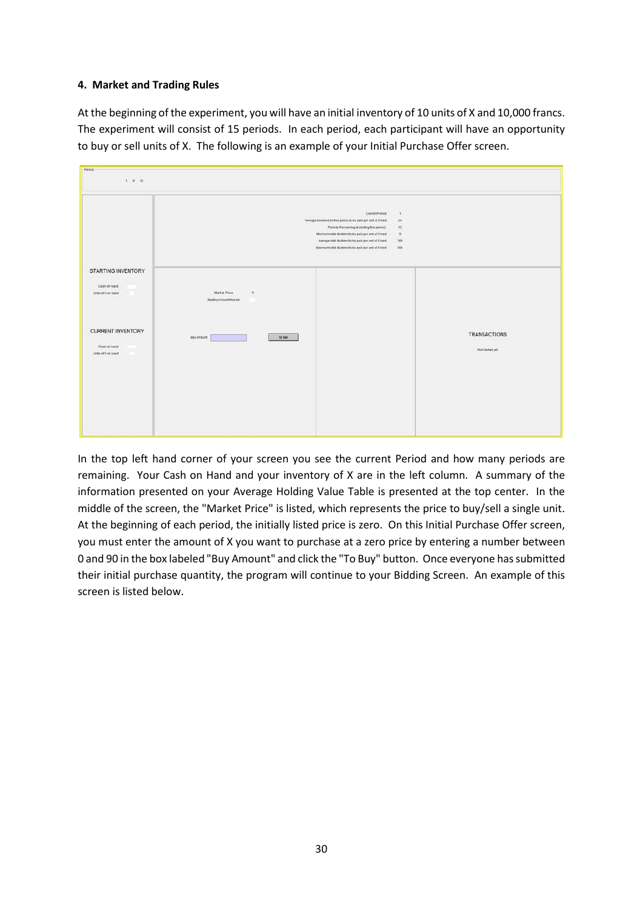#### 4. Market and Trading Rules

At the beginning of the experiment, you will have an initial inventory of 10 units of X and 10,000 francs. The experiment will consist of 15 periods. In each period, each participant will have an opportunity to buy or sell units of X. The following is an example of your Initial Purchase Offer screen.

In the top left hand corner of your screen you see the current Period and how many periods are remaining. Your Cash on Hand and your inventory of X are in the left column. A summary of the information presented on your Average Holding Value Table is presented at the top center. In the middle of the screen, the "Market Price" is listed, which represents the price to buy/sell a single unit. At the beginning of each period, the initially listed price is zero. On this Initial Purchase Offer screen, you must enter the amount of X you want to purchase at a zero price by entering a number between 0 and 90 in the box labeled "Buy Amount" and click the "To Buy" button. Once everyone has submitted their initial purchase quantity, the program will continue to your Bidding Screen. An example of this screen is listed below.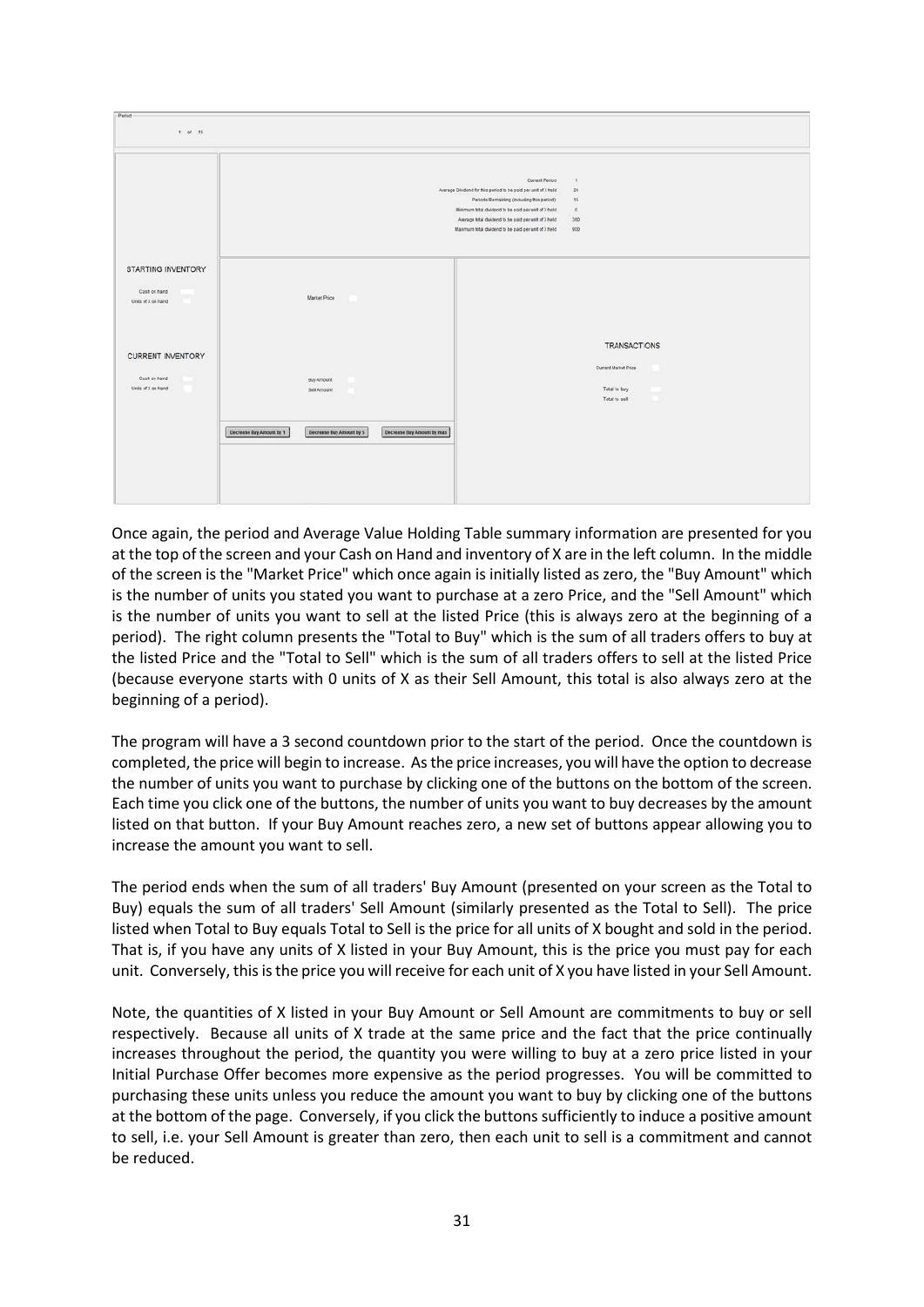Once again, the period and Average Value Holding Table summary information are presented for you at the top of the screen and your Cash on Hand and inventory of X are in the left column. In the middle of the screen is the "Market Price" which once again is initially listed as zero, the "Buy Amount" which is the number of units you stated you want to purchase at a zero Price, and the "Sell Amount" which is the number of units you want to sell at the listed Price (this is always zero at the beginning of a period). The right column presents the "Total to Buy" which is the sum of all traders offers to buy at the listed Price and the "Total to Sell" which is the sum of all traders offers to sell at the listed Price (because everyone starts with 0 units of X as their Sell Amount, this total is also always zero at the beginning of a period).

The program will have a 3 second countdown prior to the start of the period. Once the countdown is completed, the price will begin to increase. As the price increases, you will have the option to decrease the number of units you want to purchase by clicking one of the buttons on the bottom of the screen. Each time you click one of the buttons, the number of units you want to buy decreases by the amount listed on that button. If your Buy Amount reaches zero, a new set of buttons appear allowing you to increase the amount you want to sell.

The period ends when the sum of all traders' Buy Amount (presented on your screen as the Total to Buy) equals the sum of all traders' Sell Amount (similarly presented as the Total to Sell). The price listed when Total to Buy equals Total to Sell is the price for all units of X bought and sold in the period. That is, if you have any units of X listed in your Buy Amount, this is the price you must pay for each unit. Conversely, this is the price you will receive for each unit of X you have listed in your Sell Amount.

Note, the quantities of X listed in your Buy Amount or Sell Amount are commitments to buy or sell respectively. Because all units of X trade at the same price and the fact that the price continually increases throughout the period, the quantity you were willing to buy at a zero price listed in your Initial Purchase Offer becomes more expensive as the period progresses. You will be committed to purchasing these units unless you reduce the amount you want to buy by clicking one of the buttons at the bottom of the page. Conversely, if you click the buttons sufficiently to induce a positive amount to sell, i.e. your Sell Amount is greater than zero, then each unit to sell is a commitment and cannot be reduced.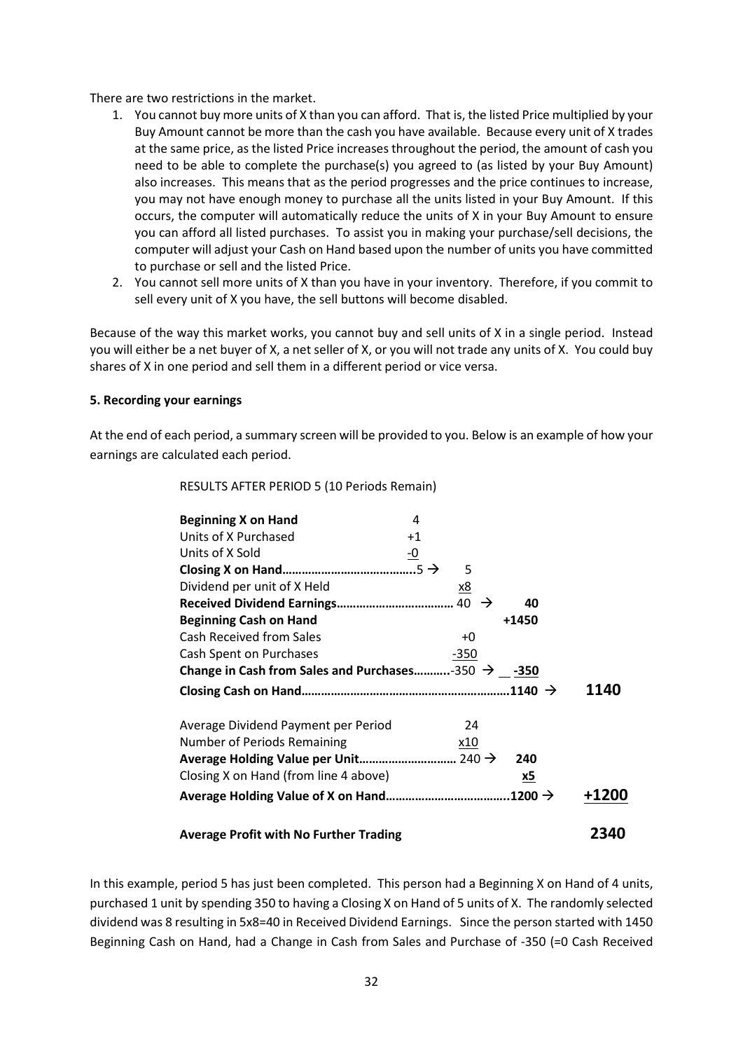There are two restrictions in the market.

1. You cannot buy more units of X than you can afford. That is, the listed Price multiplied by your Buy Amount cannot be more than the cash you have available. Because every unit of X trades at the same price, as the listed Price increases throughout the period, the amount of cash you need to be able to complete the purchase(s) you agreed to (as listed by your Buy Amount) also increases. This means that as the period progresses and the price continues to increase, you may not have enough money to purchase all the units listed in your Buy Amount. If this occurs, the computer will automatically reduce the units of X in your Buy Amount to ensure you can afford all listed purchases. To assist you in making your purchase/sell decisions, the computer will adjust your Cash on Hand based upon the number of units you have committed to purchase or sell and the listed Price.
2. You cannot sell more units of X than you have in your inventory. Therefore, if you commit to sell every unit of X you have, the sell buttons will become disabled.

Because of the way this market works, you cannot buy and sell units of X in a single period. Instead you will either be a net buyer of X, a net seller of X, or you will not trade any units of X. You could buy shares of X in one period and sell them in a different period or vice versa.

### 5. Recording your earnings

At the end of each period, a summary screen will be provided to you. Below is an example of how your earnings are calculated each period.

RESULTS AFTER PERIOD 5 (10 Periods Remain)

| | | | | |
|---|---|---|---|---|
| **Beginning X on Hand** | 4 | | | |
| Units of X Purchased | +1 | | | |
| Units of X Sold | -0 | | | |
| **Closing X on Hand……………………………….5 →** | | 5 | | |
| Dividend per unit of X Held | | x8 | | |
| **Received Dividend Earnings……………………………. 40 →** | | | 40 | |
| **Beginning Cash on Hand** | | | +1450 | |
| Cash Received from Sales | | +0 | | |
| Cash Spent on Purchases | | -350 | | |
| **Change in Cash from Sales and Purchases………..-350 →** | | | -350 | |
| **Closing Cash on Hand……………………………………………………1140 →** | | | | **1140** |
| | | | | |
| Average Dividend Payment per Period | | 24 | | |
| Number of Periods Remaining | | x10 | | |
| **Average Holding Value per Unit………………………… 240 →** | | | 240 | |
| Closing X on Hand (from line 4 above) | | | x5 | |
| **Average Holding Value of X on Hand………………………………..1200 →** | | | | **+1200** |
| | | | | |
| **Average Profit with No Further Trading** | | | | **2340** |

In this example, period 5 has just been completed. This person had a Beginning X on Hand of 4 units, purchased 1 unit by spending 350 to having a Closing X on Hand of 5 units of X. The randomly selected dividend was 8 resulting in 5x8=40 in Received Dividend Earnings. Since the person started with 1450 Beginning Cash on Hand, had a Change in Cash from Sales and Purchase of -350 (=0 Cash Received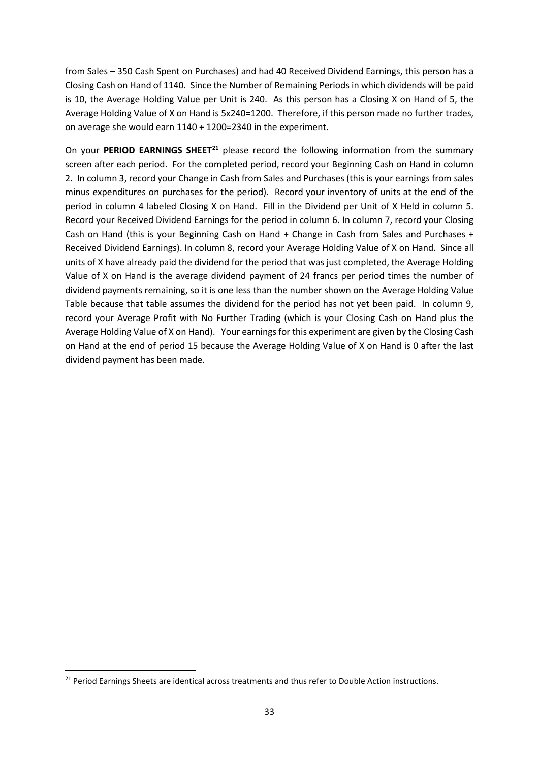from Sales – 350 Cash Spent on Purchases) and had 40 Received Dividend Earnings, this person has a Closing Cash on Hand of 1140. Since the Number of Remaining Periods in which dividends will be paid is 10, the Average Holding Value per Unit is 240. As this person has a Closing X on Hand of 5, the Average Holding Value of X on Hand is 5x240=1200. Therefore, if this person made no further trades, on average she would earn 1140 + 1200=2340 in the experiment.

On your **PERIOD EARNINGS SHEET**[21] please record the following information from the summary screen after each period. For the completed period, record your Beginning Cash on Hand in column 2. In column 3, record your Change in Cash from Sales and Purchases (this is your earnings from sales minus expenditures on purchases for the period). Record your inventory of units at the end of the period in column 4 labeled Closing X on Hand. Fill in the Dividend per Unit of X Held in column 5. Record your Received Dividend Earnings for the period in column 6. In column 7, record your Closing Cash on Hand (this is your Beginning Cash on Hand + Change in Cash from Sales and Purchases + Received Dividend Earnings). In column 8, record your Average Holding Value of X on Hand. Since all units of X have already paid the dividend for the period that was just completed, the Average Holding Value of X on Hand is the average dividend payment of 24 francs per period times the number of dividend payments remaining, so it is one less than the number shown on the Average Holding Value Table because that table assumes the dividend for the period has not yet been paid. In column 9, record your Average Profit with No Further Trading (which is your Closing Cash on Hand plus the Average Holding Value of X on Hand). Your earnings for this experiment are given by the Closing Cash on Hand at the end of period 15 because the Average Holding Value of X on Hand is 0 after the last dividend payment has been made.

[21] Period Earnings Sheets are identical across treatments and thus refer to Double Action instructions.